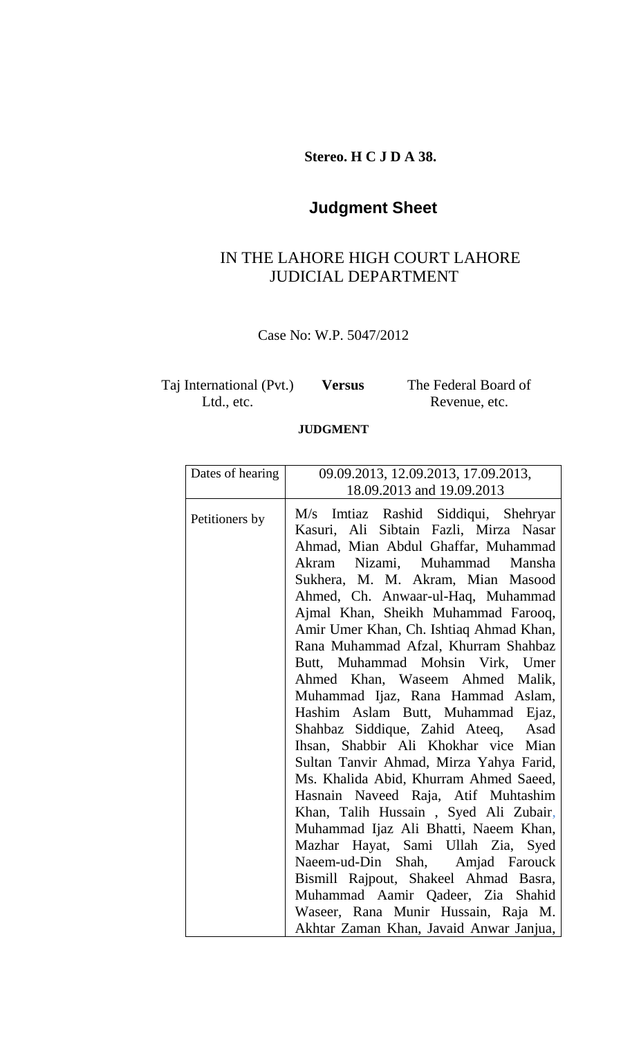**Stereo. H C J D A 38.**

# Judgment Sheet

## IN THE LAHORE HIGH COURT LAHORE JUDICIAL DEPARTMENT

Case No: W.P. 5047/2012

| Taj International (Pvt.) Ltd., etc. | **Versus** | The Federal Board of Revenue, etc. |
|---|---|---|

**JUDGMENT**

| Dates of hearing | 09.09.2013, 12.09.2013, 17.09.2013, 18.09.2013 and 19.09.2013 |
|---|---|
| Petitioners by | M/s Imtiaz Rashid Siddiqui, Shehryar Kasuri, Ali Sibtain Fazli, Mirza Nasar Ahmad, Mian Abdul Ghaffar, Muhammad Akram Nizami, Muhammad Mansha Sukhera, M. M. Akram, Mian Masood Ahmed, Ch. Anwaar-ul-Haq, Muhammad Ajmal Khan, Sheikh Muhammad Farooq, Amir Umer Khan, Ch. Ishtiaq Ahmad Khan, Rana Muhammad Afzal, Khurram Shahbaz Butt, Muhammad Mohsin Virk, Umer Ahmed Khan, Waseem Ahmed Malik, Muhammad Ijaz, Rana Hammad Aslam, Hashim Aslam Butt, Muhammad Ejaz, Shahbaz Siddique, Zahid Ateeq, Asad Ihsan, Shabbir Ali Khokhar vice Mian Sultan Tanvir Ahmad, Mirza Yahya Farid, Ms. Khalida Abid, Khurram Ahmed Saeed, Hasnain Naveed Raja, Atif Muhtashim Khan, Talih Hussain , Syed Ali Zubair, Muhammad Ijaz Ali Bhatti, Naeem Khan, Mazhar Hayat, Sami Ullah Zia, Syed Naeem-ud-Din Shah, Amjad Farouck Bismill Rajpout, Shakeel Ahmad Basra, Muhammad Aamir Qadeer, Zia Shahid Waseer, Rana Munir Hussain, Raja M. Akhtar Zaman Khan, Javaid Anwar Janjua, |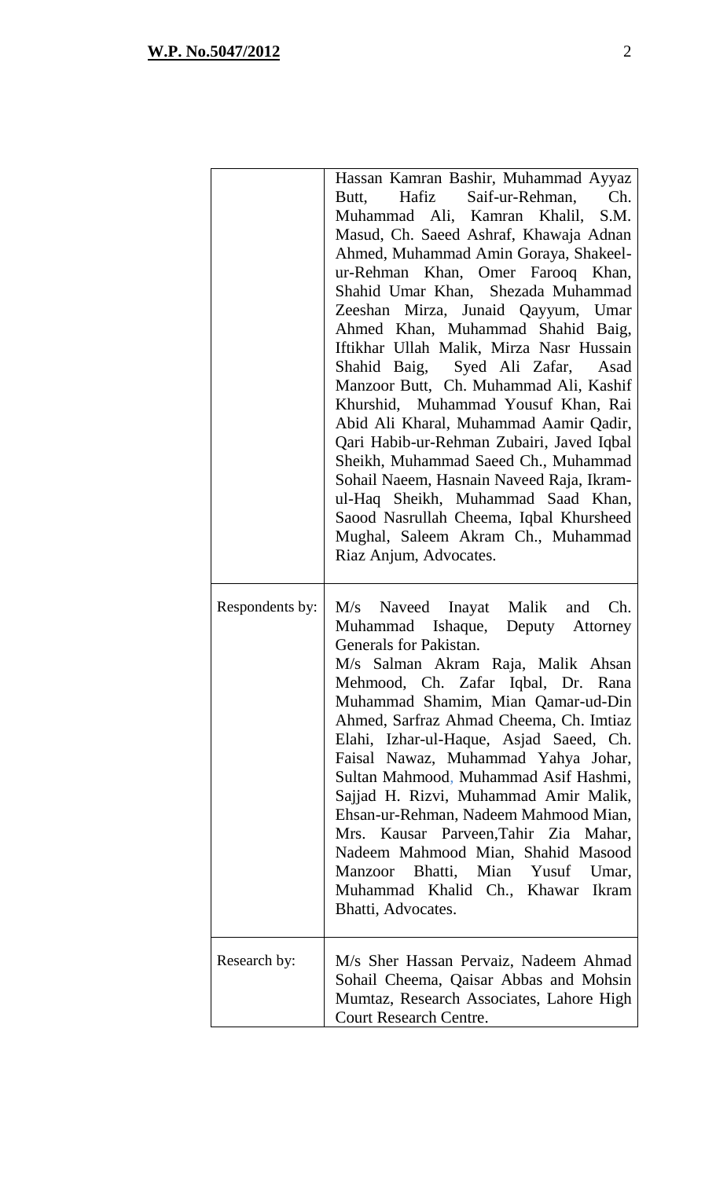| | |
|---|---|
| | Hassan Kamran Bashir, Muhammad Ayyaz Butt, Hafiz Saif-ur-Rehman, Ch. Muhammad Ali, Kamran Khalil, S.M. Masud, Ch. Saeed Ashraf, Khawaja Adnan Ahmed, Muhammad Amin Goraya, Shakeel-ur-Rehman Khan, Omer Farooq Khan, Shahid Umar Khan, Shezada Muhammad Zeeshan Mirza, Junaid Qayyum, Umar Ahmed Khan, Muhammad Shahid Baig, Iftikhar Ullah Malik, Mirza Nasr Hussain Shahid Baig, Syed Ali Zafar, Asad Manzoor Butt, Ch. Muhammad Ali, Kashif Khurshid, Muhammad Yousuf Khan, Rai Abid Ali Kharal, Muhammad Aamir Qadir, Qari Habib-ur-Rehman Zubairi, Javed Iqbal Sheikh, Muhammad Saeed Ch., Muhammad Sohail Naeem, Hasnain Naveed Raja, Ikram-ul-Haq Sheikh, Muhammad Saad Khan, Saood Nasrullah Cheema, Iqbal Khursheed Mughal, Saleem Akram Ch., Muhammad Riaz Anjum, Advocates. |
| Respondents by: | M/s Naveed Inayat Malik and Ch. Muhammad Ishaque, Deputy Attorney Generals for Pakistan.<br>M/s Salman Akram Raja, Malik Ahsan Mehmood, Ch. Zafar Iqbal, Dr. Rana Muhammad Shamim, Mian Qamar-ud-Din Ahmed, Sarfraz Ahmad Cheema, Ch. Imtiaz Elahi, Izhar-ul-Haque, Asjad Saeed, Ch. Faisal Nawaz, Muhammad Yahya Johar, Sultan Mahmood, Muhammad Asif Hashmi, Sajjad H. Rizvi, Muhammad Amir Malik, Ehsan-ur-Rehman, Nadeem Mahmood Mian, Mrs. Kausar Parveen,Tahir Zia Mahar, Nadeem Mahmood Mian, Shahid Masood Manzoor Bhatti, Mian Yusuf Umar, Muhammad Khalid Ch., Khawar Ikram Bhatti, Advocates. |
| Research by: | M/s Sher Hassan Pervaiz, Nadeem Ahmad Sohail Cheema, Qaisar Abbas and Mohsin Mumtaz, Research Associates, Lahore High Court Research Centre. |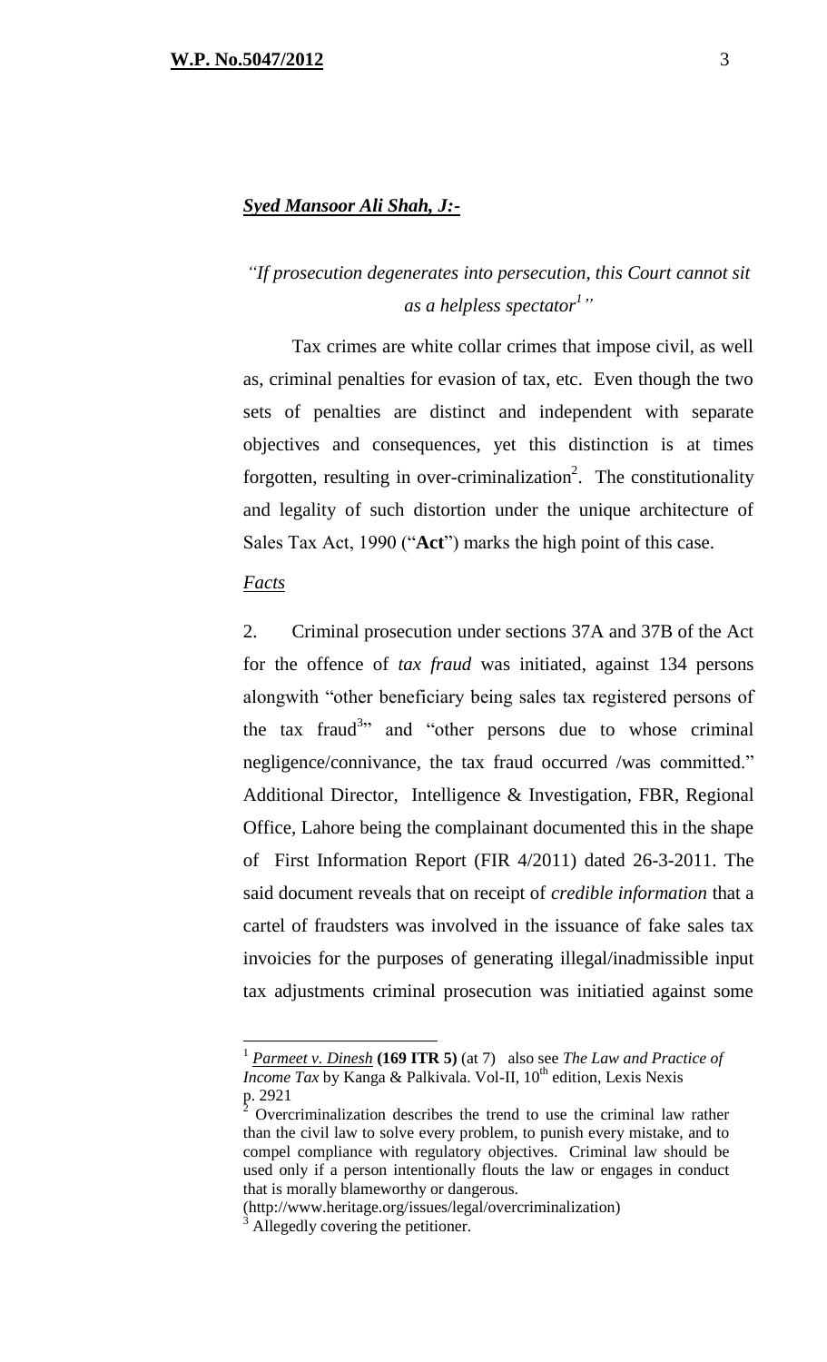***Syed Mansoor Ali Shah, J:-***

*"If prosecution degenerates into persecution, this Court cannot sit as a helpless spectator[1]"*

Tax crimes are white collar crimes that impose civil, as well as, criminal penalties for evasion of tax, etc. Even though the two sets of penalties are distinct and independent with separate objectives and consequences, yet this distinction is at times forgotten, resulting in over-criminalization[2]. The constitutionality and legality of such distortion under the unique architecture of Sales Tax Act, 1990 ("**Act**") marks the high point of this case.

***Facts***

2. Criminal prosecution under sections 37A and 37B of the Act for the offence of *tax fraud* was initiated, against 134 persons alongwith "other beneficiary being sales tax registered persons of the tax fraud[3]" and "other persons due to whose criminal negligence/connivance, the tax fraud occurred /was committed." Additional Director, Intelligence & Investigation, FBR, Regional Office, Lahore being the complainant documented this in the shape of First Information Report (FIR 4/2011) dated 26-3-2011. The said document reveals that on receipt of *credible information* that a cartel of fraudsters was involved in the issuance of fake sales tax invoicies for the purposes of generating illegal/inadmissible input tax adjustments criminal prosecution was initiatied against some

---

[1] *Parmeet v. Dinesh* **(169 ITR 5)** (at 7) also see *The Law and Practice of Income Tax* by Kanga & Palkivala. Vol-II, 10th edition, Lexis Nexis p. 2921

[2] Overcriminalization describes the trend to use the criminal law rather than the civil law to solve every problem, to punish every mistake, and to compel compliance with regulatory objectives. Criminal law should be used only if a person intentionally flouts the law or engages in conduct that is morally blameworthy or dangerous. (http://www.heritage.org/issues/legal/overcriminalization)

[3] Allegedly covering the petitioner.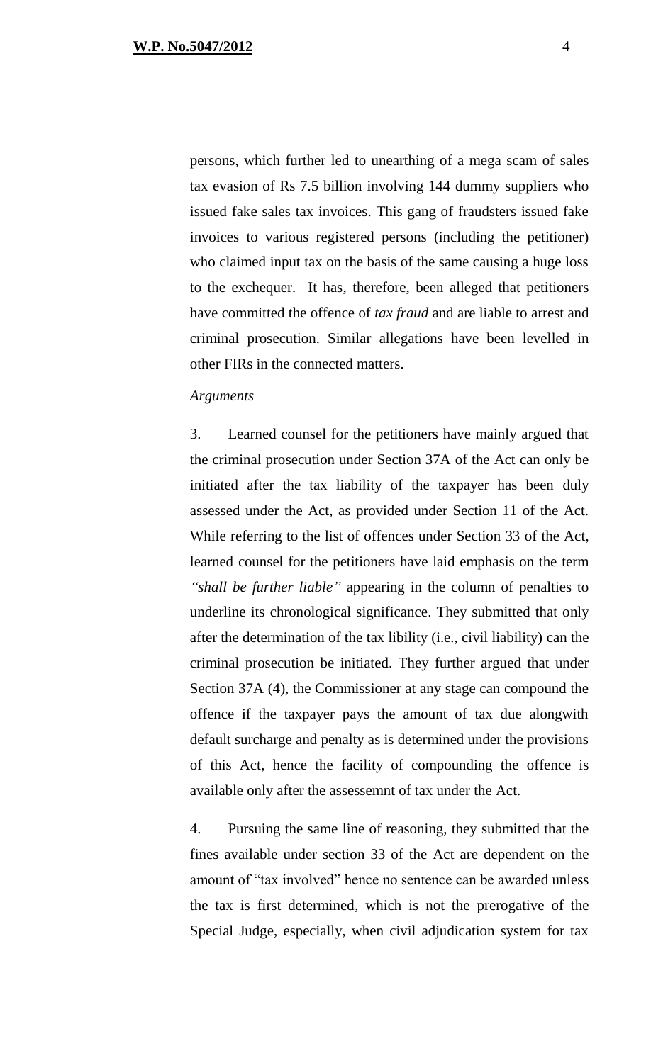persons, which further led to unearthing of a mega scam of sales tax evasion of Rs 7.5 billion involving 144 dummy suppliers who issued fake sales tax invoices. This gang of fraudsters issued fake invoices to various registered persons (including the petitioner) who claimed input tax on the basis of the same causing a huge loss to the exchequer. It has, therefore, been alleged that petitioners have committed the offence of *tax fraud* and are liable to arrest and criminal prosecution. Similar allegations have been levelled in other FIRs in the connected matters.

*Arguments*

3. Learned counsel for the petitioners have mainly argued that the criminal prosecution under Section 37A of the Act can only be initiated after the tax liability of the taxpayer has been duly assessed under the Act, as provided under Section 11 of the Act. While referring to the list of offences under Section 33 of the Act, learned counsel for the petitioners have laid emphasis on the term *"shall be further liable"* appearing in the column of penalties to underline its chronological significance. They submitted that only after the determination of the tax libility (i.e., civil liability) can the criminal prosecution be initiated. They further argued that under Section 37A (4), the Commissioner at any stage can compound the offence if the taxpayer pays the amount of tax due alongwith default surcharge and penalty as is determined under the provisions of this Act, hence the facility of compounding the offence is available only after the assessemnt of tax under the Act.

4. Pursuing the same line of reasoning, they submitted that the fines available under section 33 of the Act are dependent on the amount of "tax involved" hence no sentence can be awarded unless the tax is first determined, which is not the prerogative of the Special Judge, especially, when civil adjudication system for tax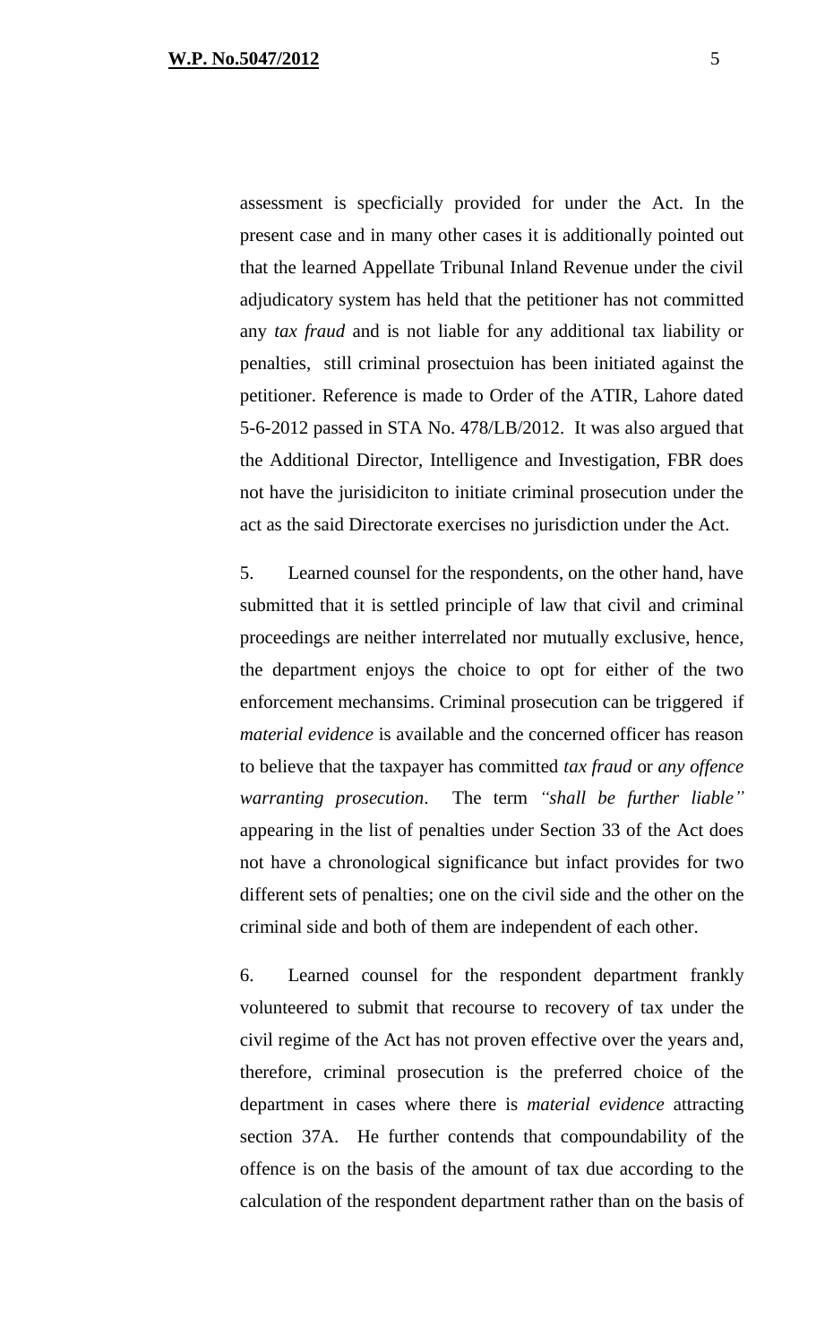assessment is specficially provided for under the Act. In the present case and in many other cases it is additionally pointed out that the learned Appellate Tribunal Inland Revenue under the civil adjudicatory system has held that the petitioner has not committed any *tax fraud* and is not liable for any additional tax liability or penalties, still criminal prosectuion has been initiated against the petitioner. Reference is made to Order of the ATIR, Lahore dated 5-6-2012 passed in STA No. 478/LB/2012. It was also argued that the Additional Director, Intelligence and Investigation, FBR does not have the jurisidiciton to initiate criminal prosecution under the act as the said Directorate exercises no jurisdiction under the Act.

5. Learned counsel for the respondents, on the other hand, have submitted that it is settled principle of law that civil and criminal proceedings are neither interrelated nor mutually exclusive, hence, the department enjoys the choice to opt for either of the two enforcement mechansims. Criminal prosecution can be triggered if *material evidence* is available and the concerned officer has reason to believe that the taxpayer has committed *tax fraud* or *any offence warranting prosecution*. The term *"shall be further liable"* appearing in the list of penalties under Section 33 of the Act does not have a chronological significance but infact provides for two different sets of penalties; one on the civil side and the other on the criminal side and both of them are independent of each other.

6. Learned counsel for the respondent department frankly volunteered to submit that recourse to recovery of tax under the civil regime of the Act has not proven effective over the years and, therefore, criminal prosecution is the preferred choice of the department in cases where there is *material evidence* attracting section 37A. He further contends that compoundability of the offence is on the basis of the amount of tax due according to the calculation of the respondent department rather than on the basis of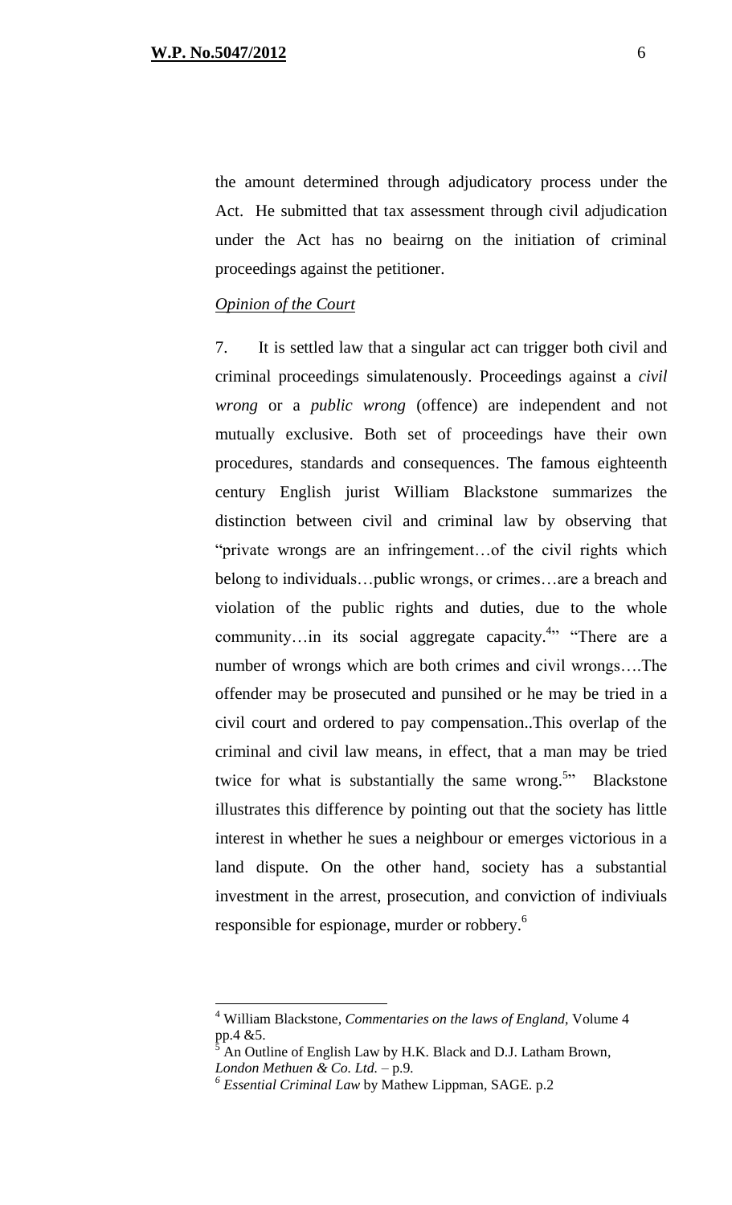the amount determined through adjudicatory process under the Act. He submitted that tax assessment through civil adjudication under the Act has no beairng on the initiation of criminal proceedings against the petitioner.

*Opinion of the Court*

7. It is settled law that a singular act can trigger both civil and criminal proceedings simulatenously. Proceedings against a *civil wrong* or a *public wrong* (offence) are independent and not mutually exclusive. Both set of proceedings have their own procedures, standards and consequences. The famous eighteenth century English jurist William Blackstone summarizes the distinction between civil and criminal law by observing that "private wrongs are an infringement…of the civil rights which belong to individuals…public wrongs, or crimes…are a breach and violation of the public rights and duties, due to the whole community…in its social aggregate capacity.[4]" "There are a number of wrongs which are both crimes and civil wrongs….The offender may be prosecuted and punsihed or he may be tried in a civil court and ordered to pay compensation..This overlap of the criminal and civil law means, in effect, that a man may be tried twice for what is substantially the same wrong.[5]" Blackstone illustrates this difference by pointing out that the society has little interest in whether he sues a neighbour or emerges victorious in a land dispute. On the other hand, society has a substantial investment in the arrest, prosecution, and conviction of indiviuals responsible for espionage, murder or robbery.[6]

---

[4] William Blackstone, *Commentaries on the laws of England*, Volume 4 pp.4 &5.

[5] An Outline of English Law by H.K. Black and D.J. Latham Brown, *London Methuen & Co. Ltd.* – p.9.

[6] *Essential Criminal Law* by Mathew Lippman, SAGE. p.2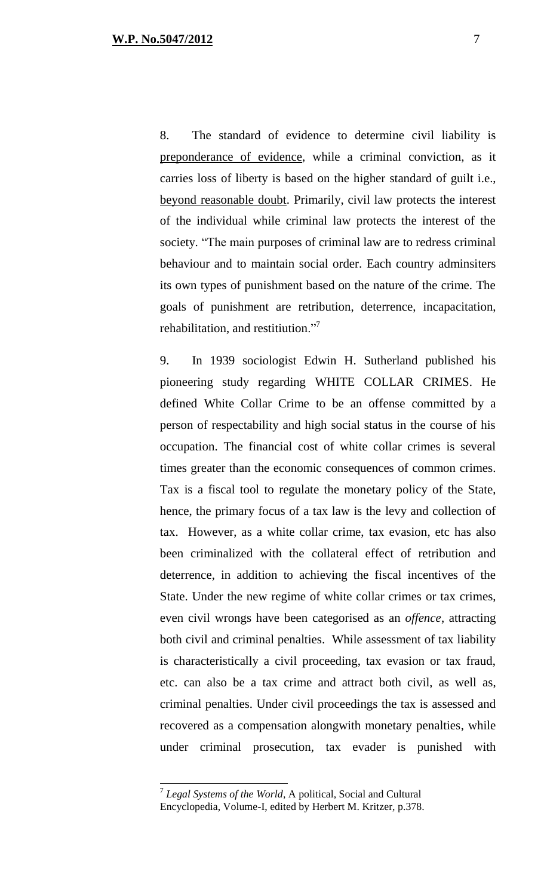8. The standard of evidence to determine civil liability is <u>preponderance of evidence</u>, while a criminal conviction, as it carries loss of liberty is based on the higher standard of guilt i.e., <u>beyond reasonable doubt</u>. Primarily, civil law protects the interest of the individual while criminal law protects the interest of the society. "The main purposes of criminal law are to redress criminal behaviour and to maintain social order. Each country adminsiters its own types of punishment based on the nature of the crime. The goals of punishment are retribution, deterrence, incapacitation, rehabilitation, and restitiution."[7]

9. In 1939 sociologist Edwin H. Sutherland published his pioneering study regarding WHITE COLLAR CRIMES. He defined White Collar Crime to be an offense committed by a person of respectability and high social status in the course of his occupation. The financial cost of white collar crimes is several times greater than the economic consequences of common crimes. Tax is a fiscal tool to regulate the monetary policy of the State, hence, the primary focus of a tax law is the levy and collection of tax. However, as a white collar crime, tax evasion, etc has also been criminalized with the collateral effect of retribution and deterrence, in addition to achieving the fiscal incentives of the State. Under the new regime of white collar crimes or tax crimes, even civil wrongs have been categorised as an *offence*, attracting both civil and criminal penalties. While assessment of tax liability is characteristically a civil proceeding, tax evasion or tax fraud, etc. can also be a tax crime and attract both civil, as well as, criminal penalties. Under civil proceedings the tax is assessed and recovered as a compensation alongwith monetary penalties, while under criminal prosecution, tax evader is punished with

---

[7] *Legal Systems of the World*, A political, Social and Cultural Encyclopedia, Volume-I, edited by Herbert M. Kritzer, p.378.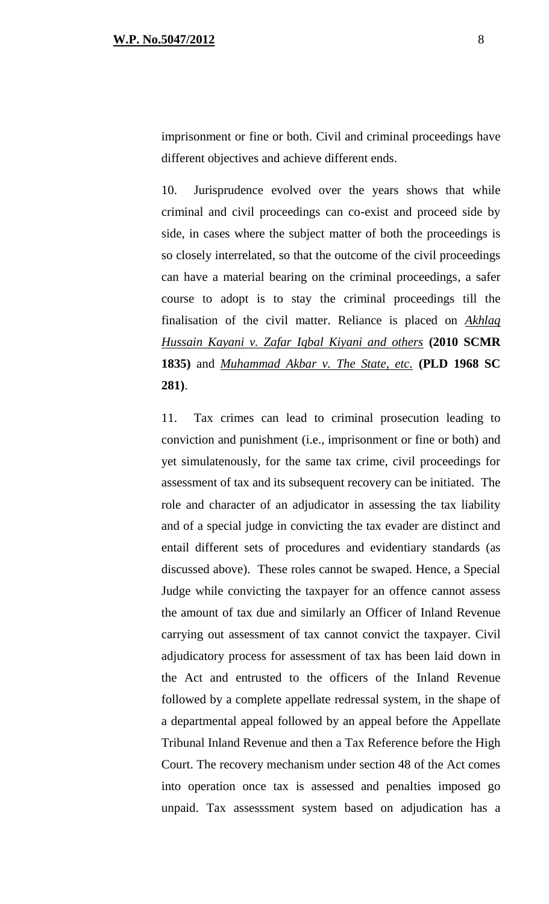imprisonment or fine or both. Civil and criminal proceedings have different objectives and achieve different ends.

10. Jurisprudence evolved over the years shows that while criminal and civil proceedings can co-exist and proceed side by side, in cases where the subject matter of both the proceedings is so closely interrelated, so that the outcome of the civil proceedings can have a material bearing on the criminal proceedings, a safer course to adopt is to stay the criminal proceedings till the finalisation of the civil matter. Reliance is placed on *Akhlaq Hussain Kayani v. Zafar Iqbal Kiyani and others* **(2010 SCMR 1835)** and *Muhammad Akbar v. The State, etc.* **(PLD 1968 SC 281)**.

11. Tax crimes can lead to criminal prosecution leading to conviction and punishment (i.e., imprisonment or fine or both) and yet simulatenously, for the same tax crime, civil proceedings for assessment of tax and its subsequent recovery can be initiated. The role and character of an adjudicator in assessing the tax liability and of a special judge in convicting the tax evader are distinct and entail different sets of procedures and evidentiary standards (as discussed above). These roles cannot be swaped. Hence, a Special Judge while convicting the taxpayer for an offence cannot assess the amount of tax due and similarly an Officer of Inland Revenue carrying out assessment of tax cannot convict the taxpayer. Civil adjudicatory process for assessment of tax has been laid down in the Act and entrusted to the officers of the Inland Revenue followed by a complete appellate redressal system, in the shape of a departmental appeal followed by an appeal before the Appellate Tribunal Inland Revenue and then a Tax Reference before the High Court. The recovery mechanism under section 48 of the Act comes into operation once tax is assessed and penalties imposed go unpaid. Tax assesssment system based on adjudication has a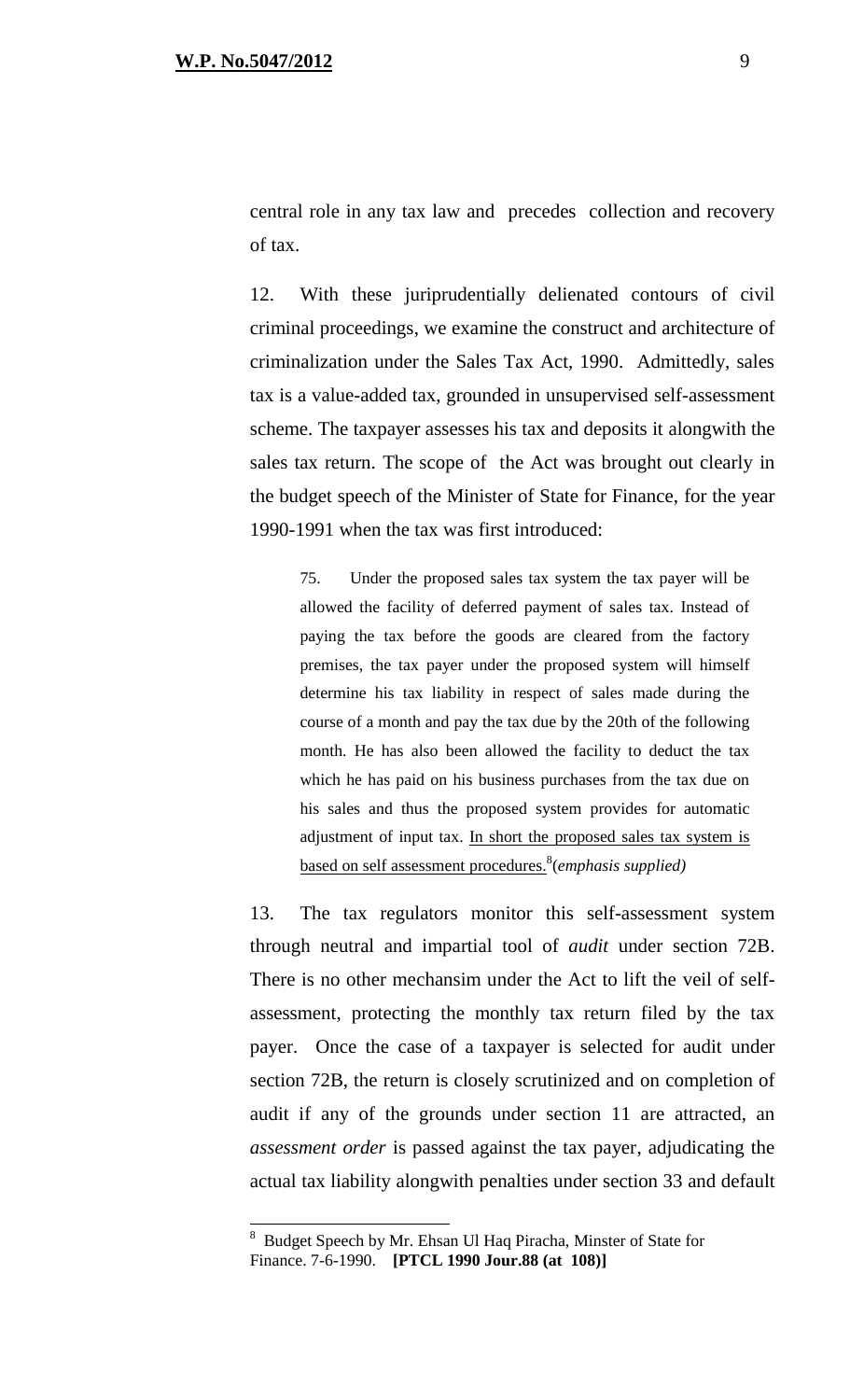central role in any tax law and precedes collection and recovery of tax.

12. With these juriprudentially delienated contours of civil criminal proceedings, we examine the construct and architecture of criminalization under the Sales Tax Act, 1990. Admittedly, sales tax is a value-added tax, grounded in unsupervised self-assessment scheme. The taxpayer assesses his tax and deposits it alongwith the sales tax return. The scope of the Act was brought out clearly in the budget speech of the Minister of State for Finance, for the year 1990-1991 when the tax was first introduced:

> 75. Under the proposed sales tax system the tax payer will be allowed the facility of deferred payment of sales tax. Instead of paying the tax before the goods are cleared from the factory premises, the tax payer under the proposed system will himself determine his tax liability in respect of sales made during the course of a month and pay the tax due by the 20th of the following month. He has also been allowed the facility to deduct the tax which he has paid on his business purchases from the tax due on his sales and thus the proposed system provides for automatic adjustment of input tax. <u>In short the proposed sales tax system is based on self assessment procedures.</u>[8]*(emphasis supplied)*

13. The tax regulators monitor this self-assessment system through neutral and impartial tool of *audit* under section 72B. There is no other mechansim under the Act to lift the veil of self-assessment, protecting the monthly tax return filed by the tax payer. Once the case of a taxpayer is selected for audit under section 72B, the return is closely scrutinized and on completion of audit if any of the grounds under section 11 are attracted, an *assessment order* is passed against the tax payer, adjudicating the actual tax liability alongwith penalties under section 33 and default

---

[8] Budget Speech by Mr. Ehsan Ul Haq Piracha, Minster of State for Finance. 7-6-1990. **[PTCL 1990 Jour.88 (at 108)]**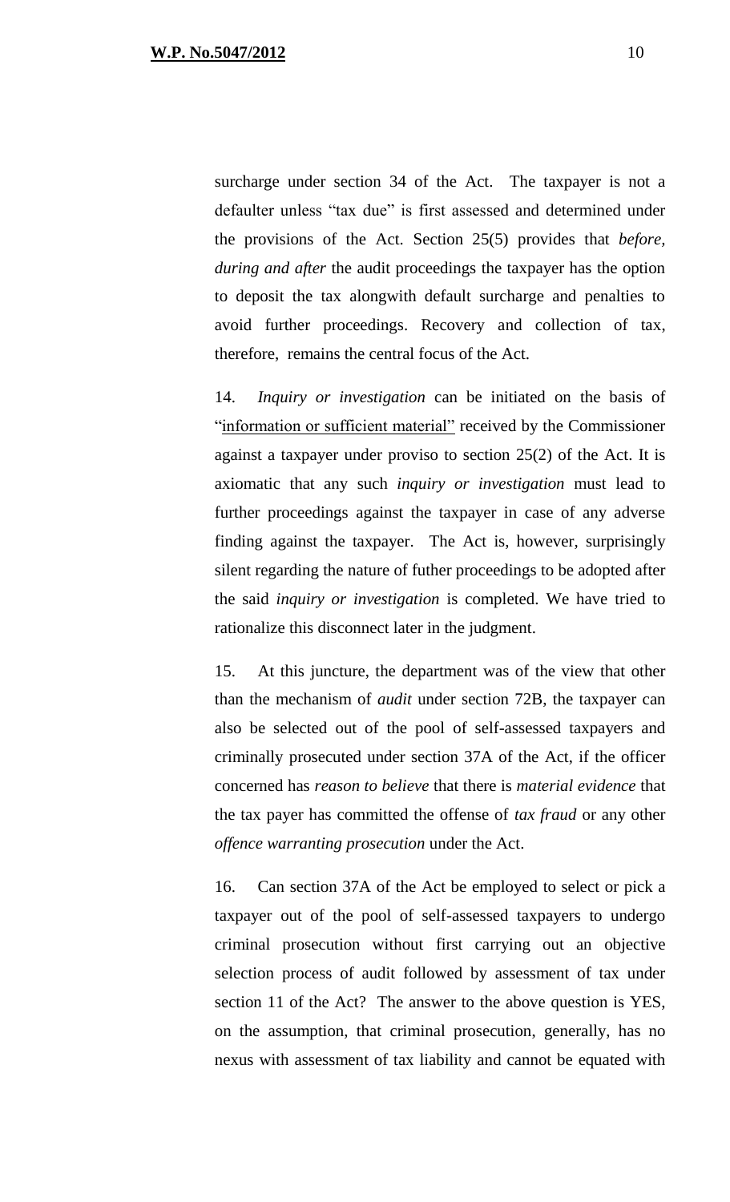surcharge under section 34 of the Act. The taxpayer is not a defaulter unless "tax due" is first assessed and determined under the provisions of the Act. Section 25(5) provides that *before, during and after* the audit proceedings the taxpayer has the option to deposit the tax alongwith default surcharge and penalties to avoid further proceedings. Recovery and collection of tax, therefore, remains the central focus of the Act.

14. *Inquiry or investigation* can be initiated on the basis of "information or sufficient material" received by the Commissioner against a taxpayer under proviso to section 25(2) of the Act. It is axiomatic that any such *inquiry or investigation* must lead to further proceedings against the taxpayer in case of any adverse finding against the taxpayer. The Act is, however, surprisingly silent regarding the nature of futher proceedings to be adopted after the said *inquiry or investigation* is completed. We have tried to rationalize this disconnect later in the judgment.

15. At this juncture, the department was of the view that other than the mechanism of *audit* under section 72B, the taxpayer can also be selected out of the pool of self-assessed taxpayers and criminally prosecuted under section 37A of the Act, if the officer concerned has *reason to believe* that there is *material evidence* that the tax payer has committed the offense of *tax fraud* or any other *offence warranting prosecution* under the Act.

16. Can section 37A of the Act be employed to select or pick a taxpayer out of the pool of self-assessed taxpayers to undergo criminal prosecution without first carrying out an objective selection process of audit followed by assessment of tax under section 11 of the Act? The answer to the above question is YES, on the assumption, that criminal prosecution, generally, has no nexus with assessment of tax liability and cannot be equated with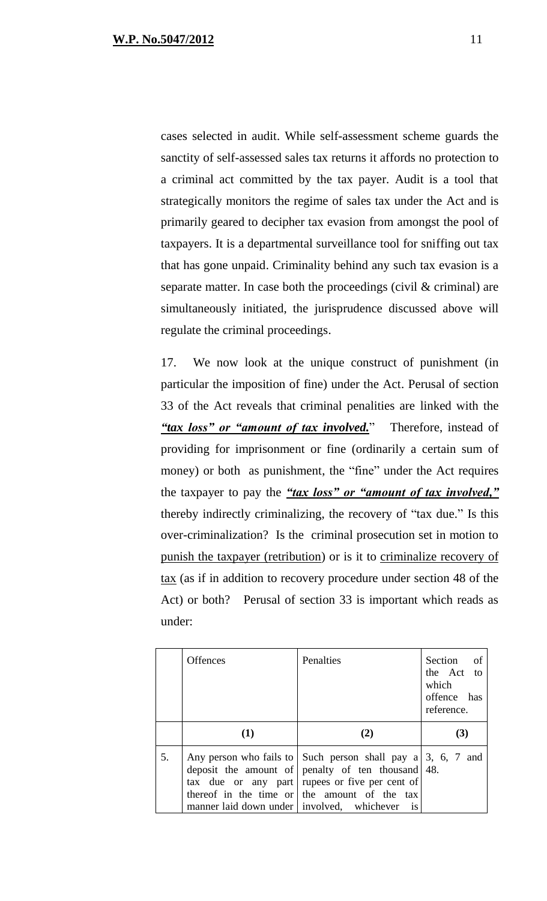cases selected in audit. While self-assessment scheme guards the sanctity of self-assessed sales tax returns it affords no protection to a criminal act committed by the tax payer. Audit is a tool that strategically monitors the regime of sales tax under the Act and is primarily geared to decipher tax evasion from amongst the pool of taxpayers. It is a departmental surveillance tool for sniffing out tax that has gone unpaid. Criminality behind any such tax evasion is a separate matter. In case both the proceedings (civil & criminal) are simultaneously initiated, the jurisprudence discussed above will regulate the criminal proceedings.

17. We now look at the unique construct of punishment (in particular the imposition of fine) under the Act. Perusal of section 33 of the Act reveals that criminal penalities are linked with the ***"tax loss" or "amount of tax involved.***" Therefore, instead of providing for imprisonment or fine (ordinarily a certain sum of money) or both as punishment, the "fine" under the Act requires the taxpayer to pay the ***"tax loss" or "amount of tax involved,"*** thereby indirectly criminalizing, the recovery of "tax due." Is this over-criminalization? Is the criminal prosecution set in motion to punish the taxpayer (retribution) or is it to criminalize recovery of tax (as if in addition to recovery procedure under section 48 of the Act) or both? Perusal of section 33 is important which reads as under:

| | Offences | Penalties | Section of the Act to which offence has reference. |
|---|---|---|---|
| | **(1)** | **(2)** | **(3)** |
| 5. | Any person who fails to deposit the amount of tax due or any part thereof in the time or manner laid down under | Such person shall pay a penalty of ten thousand rupees or five per cent of the amount of the tax involved, whichever is | 3, 6, 7 and 48. |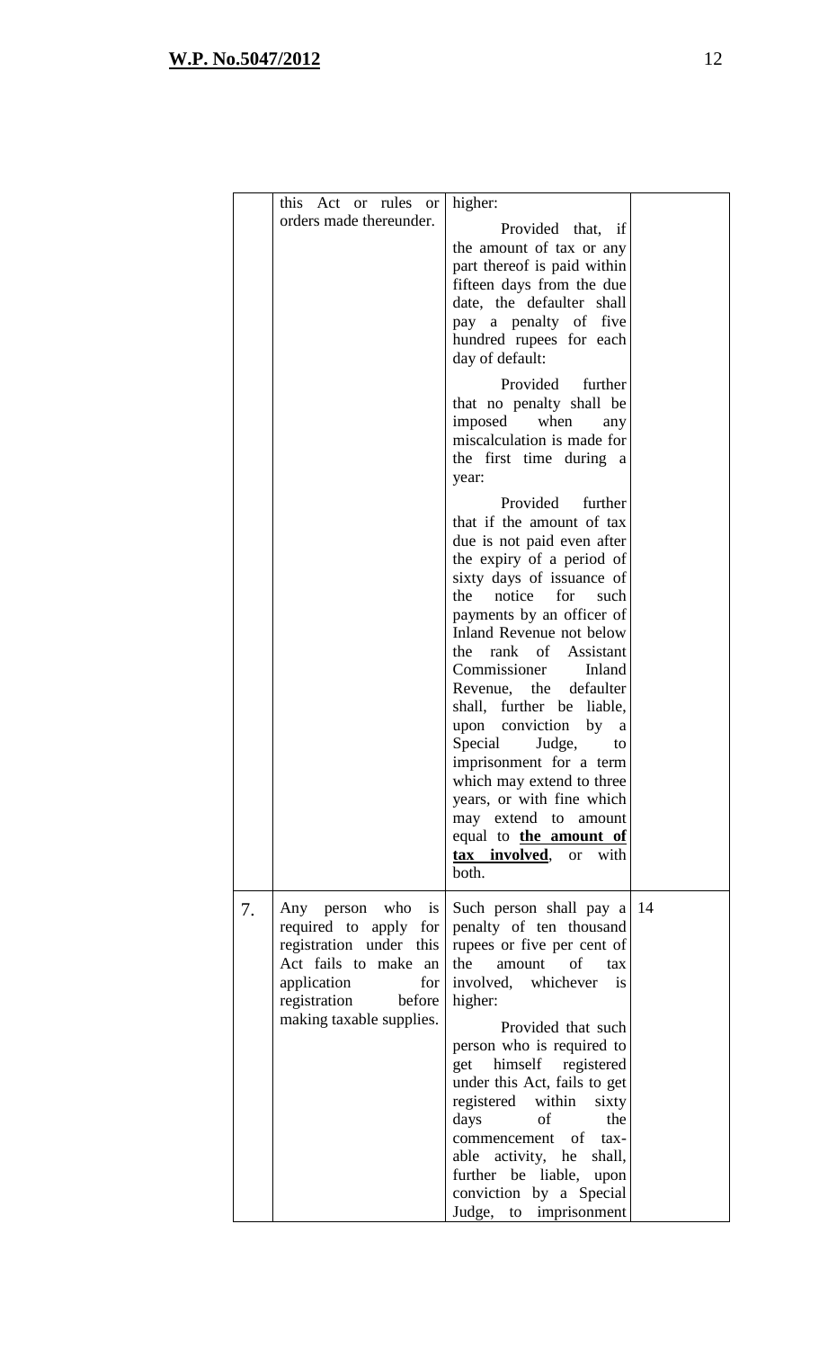| | | | |
|---|---|---|---|
| | this Act or rules or orders made thereunder. | higher:<br><br>Provided that, if the amount of tax or any part thereof is paid within fifteen days from the due date, the defaulter shall pay a penalty of five hundred rupees for each day of default:<br><br>Provided further that no penalty shall be imposed when any miscalculation is made for the first time during a year:<br><br>Provided further that if the amount of tax due is not paid even after the expiry of a period of sixty days of issuance of the notice for such payments by an officer of Inland Revenue not below the rank of Assistant Commissioner Inland Revenue, the defaulter shall, further be liable, upon conviction by a Special Judge, to imprisonment for a term which may extend to three years, or with fine which may extend to amount equal to **<u>the amount of tax involved</u>**, or with both. | |
| 7. | Any person who is required to apply for registration under this Act fails to make an application for registration before making taxable supplies. | Such person shall pay a penalty of ten thousand rupees or five per cent of the amount of tax involved, whichever is higher:<br><br>Provided that such person who is required to get himself registered under this Act, fails to get registered within sixty days of the commencement of taxable activity, he shall, further be liable, upon conviction by a Special Judge, to imprisonment | 14 |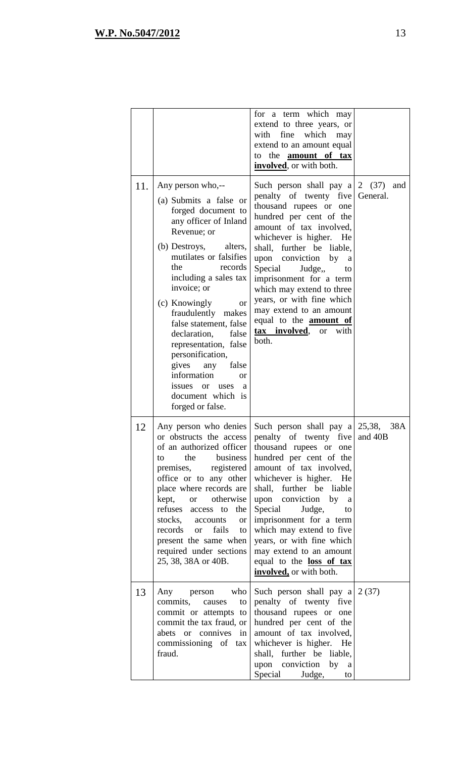| | | | |
|---|---|---|---|
| | | for a term which may extend to three years, or with fine which may extend to an amount equal to the **amount of tax involved**, or with both. | |
| 11. | Any person who,--<br>(a) Submits a false or forged document to any officer of Inland Revenue; or<br>(b) Destroys, alters, mutilates or falsifies the records including a sales tax invoice; or<br>(c) Knowingly or fraudulently makes false statement, false declaration, false representation, false personification, gives any false information or issues or uses a document which is forged or false. | Such person shall pay a penalty of twenty five thousand rupees or one hundred per cent of the amount of tax involved, whichever is higher. He shall, further be liable, upon conviction by a Special Judge,, to imprisonment for a term which may extend to three years, or with fine which may extend to an amount equal to the **amount of tax involved**, or with both. | 2 (37) and General. |
| 12 | Any person who denies or obstructs the access of an authorized officer to the business premises, registered office or to any other place where records are kept, or otherwise refuses access to the stocks, accounts or records or fails to present the same when required under sections 25, 38, 38A or 40B. | Such person shall pay a penalty of twenty five thousand rupees or one hundred per cent of the amount of tax involved, whichever is higher. He shall, further be liable upon conviction by a Special Judge, to imprisonment for a term which may extend to five years, or with fine which may extend to an amount equal to the **loss of tax involved,** or with both. | 25,38, 38A and 40B |
| 13 | Any person who commits, causes to commit or attempts to commit the tax fraud, or abets or connives in commissioning of tax fraud. | Such person shall pay a penalty of twenty five thousand rupees or one hundred per cent of the amount of tax involved, whichever is higher. He shall, further be liable, upon conviction by a Special Judge, to | 2 (37) |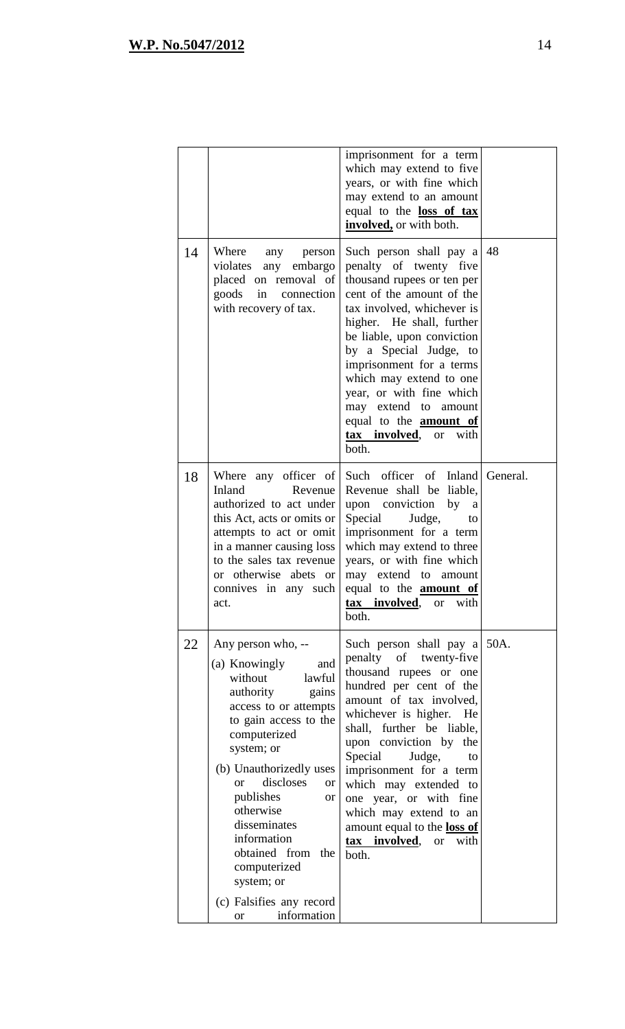| | | | |
|---|---|---|---|
| | | imprisonment for a term which may extend to five years, or with fine which may extend to an amount equal to the **loss of tax involved,** or with both. | |
| 14 | Where any person violates any embargo placed on removal of goods in connection with recovery of tax. | Such person shall pay a penalty of twenty five thousand rupees or ten per cent of the amount of the tax involved, whichever is higher. He shall, further be liable, upon conviction by a Special Judge, to imprisonment for a terms which may extend to one year, or with fine which may extend to amount equal to the **amount of tax involved**, or with both. | 48 |
| 18 | Where any officer of Inland Revenue authorized to act under this Act, acts or omits or attempts to act or omit in a manner causing loss to the sales tax revenue or otherwise abets or connives in any such act. | Such officer of Inland Revenue shall be liable, upon conviction by a Special Judge, to imprisonment for a term which may extend to three years, or with fine which may extend to amount equal to the **amount of tax involved**, or with both. | General. |
| 22 | Any person who, --<br>(a) Knowingly and without lawful authority gains access to or attempts to gain access to the computerized system; or<br>(b) Unauthorizedly uses or discloses or publishes or otherwise disseminates information obtained from the computerized system; or<br>(c) Falsifies any record or information | Such person shall pay a penalty of twenty-five thousand rupees or one hundred per cent of the amount of tax involved, whichever is higher. He shall, further be liable, upon conviction by the Special Judge, to imprisonment for a term which may extended to one year, or with fine which may extend to an amount equal to the **loss of tax involved**, or with both. | 50A. |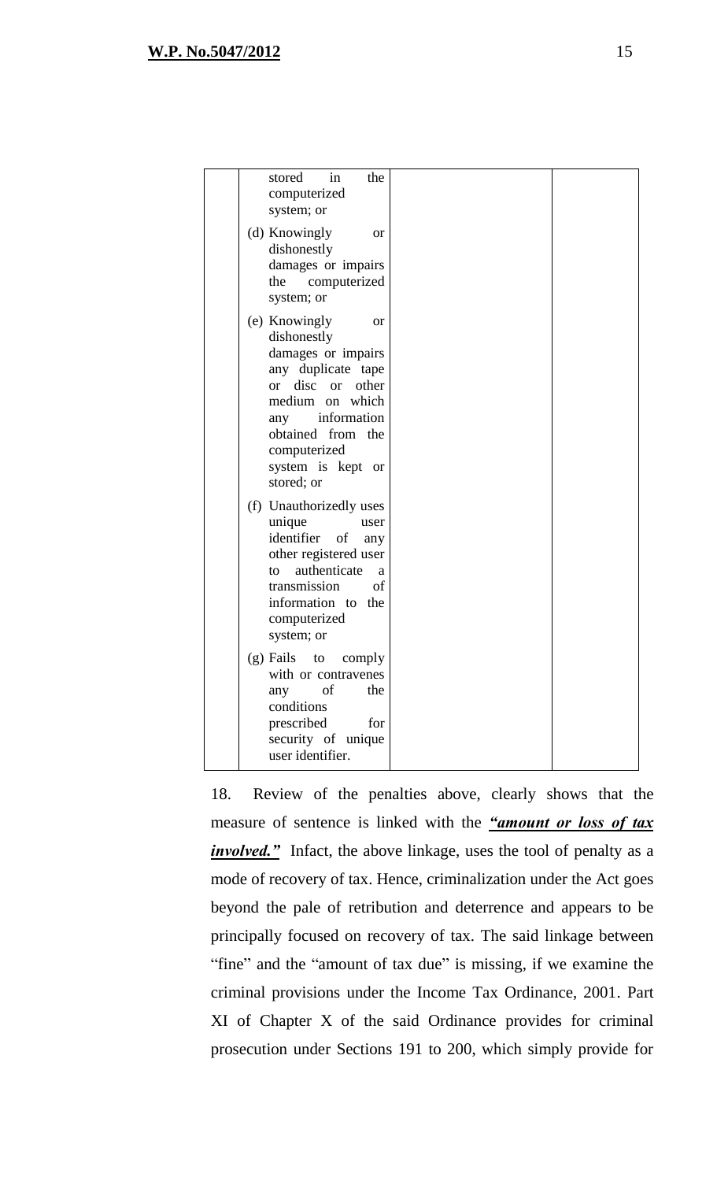| | stored in the computerized system; or<br><br>(d) Knowingly or dishonestly damages or impairs the computerized system; or<br><br>(e) Knowingly or dishonestly damages or impairs any duplicate tape or disc or other medium on which any information obtained from the computerized system is kept or stored; or<br><br>(f) Unauthorizedly uses unique user identifier of any other registered user to authenticate a transmission of information to the computerized system; or<br><br>(g) Fails to comply with or contravenes any of the conditions prescribed for security of unique user identifier. | | |
|---|---|---|---|

18. Review of the penalties above, clearly shows that the measure of sentence is linked with the ***"amount or loss of tax involved."*** Infact, the above linkage, uses the tool of penalty as a mode of recovery of tax. Hence, criminalization under the Act goes beyond the pale of retribution and deterrence and appears to be principally focused on recovery of tax. The said linkage between "fine" and the "amount of tax due" is missing, if we examine the criminal provisions under the Income Tax Ordinance, 2001. Part XI of Chapter X of the said Ordinance provides for criminal prosecution under Sections 191 to 200, which simply provide for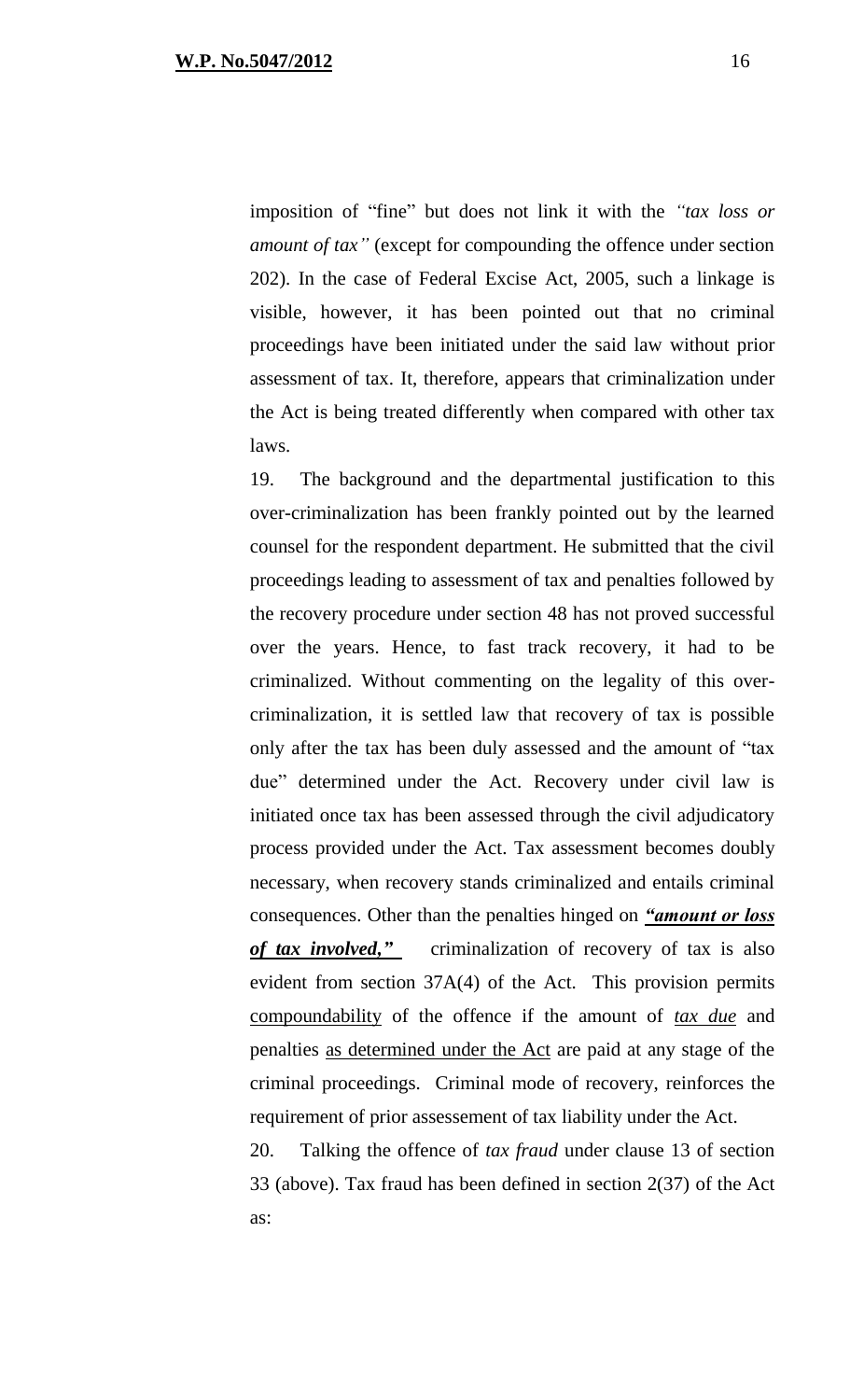imposition of "fine" but does not link it with the *"tax loss or amount of tax"* (except for compounding the offence under section 202). In the case of Federal Excise Act, 2005, such a linkage is visible, however, it has been pointed out that no criminal proceedings have been initiated under the said law without prior assessment of tax. It, therefore, appears that criminalization under the Act is being treated differently when compared with other tax laws.

19. The background and the departmental justification to this over-criminalization has been frankly pointed out by the learned counsel for the respondent department. He submitted that the civil proceedings leading to assessment of tax and penalties followed by the recovery procedure under section 48 has not proved successful over the years. Hence, to fast track recovery, it had to be criminalized. Without commenting on the legality of this over-criminalization, it is settled law that recovery of tax is possible only after the tax has been duly assessed and the amount of "tax due" determined under the Act. Recovery under civil law is initiated once tax has been assessed through the civil adjudicatory process provided under the Act. Tax assessment becomes doubly necessary, when recovery stands criminalized and entails criminal consequences. Other than the penalties hinged on ***"amount or loss of tax involved,"*** criminalization of recovery of tax is also evident from section 37A(4) of the Act. This provision permits compoundability of the offence if the amount of *tax due* and penalties as determined under the Act are paid at any stage of the criminal proceedings. Criminal mode of recovery, reinforces the requirement of prior assessement of tax liability under the Act.

20. Talking the offence of *tax fraud* under clause 13 of section 33 (above). Tax fraud has been defined in section 2(37) of the Act as: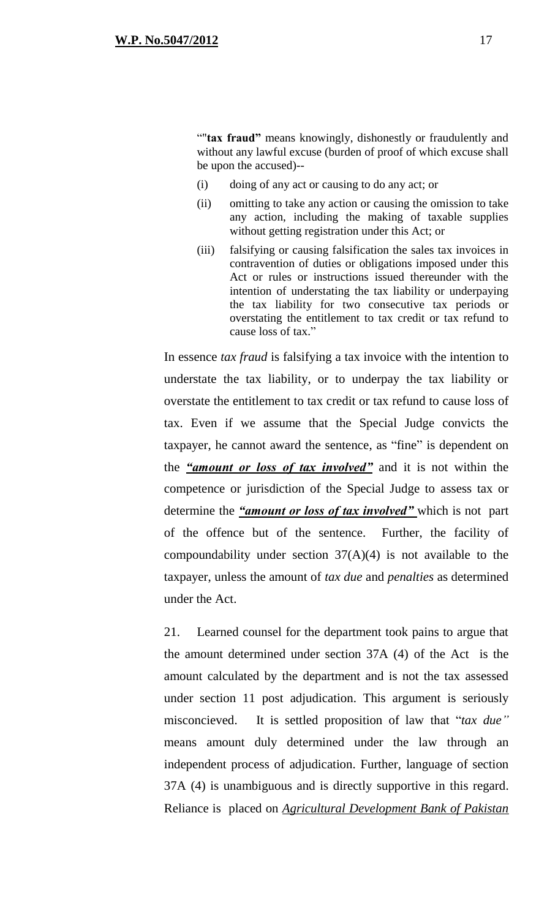> “"**tax fraud"** means knowingly, dishonestly or fraudulently and without any lawful excuse (burden of proof of which excuse shall be upon the accused)--
>
> (i) doing of any act or causing to do any act; or
>
> (ii) omitting to take any action or causing the omission to take any action, including the making of taxable supplies without getting registration under this Act; or
>
> (iii) falsifying or causing falsification the sales tax invoices in contravention of duties or obligations imposed under this Act or rules or instructions issued thereunder with the intention of understating the tax liability or underpaying the tax liability for two consecutive tax periods or overstating the entitlement to tax credit or tax refund to cause loss of tax.”

In essence *tax fraud* is falsifying a tax invoice with the intention to understate the tax liability, or to underpay the tax liability or overstate the entitlement to tax credit or tax refund to cause loss of tax. Even if we assume that the Special Judge convicts the taxpayer, he cannot award the sentence, as “fine” is dependent on the ***“amount or loss of tax involved”*** and it is not within the competence or jurisdiction of the Special Judge to assess tax or determine the ***“amount or loss of tax involved”*** which is not part of the offence but of the sentence. Further, the facility of compoundability under section 37(A)(4) is not available to the taxpayer, unless the amount of *tax due* and *penalties* as determined under the Act.

21. Learned counsel for the department took pains to argue that the amount determined under section 37A (4) of the Act is the amount calculated by the department and is not the tax assessed under section 11 post adjudication. This argument is seriously misconcieved. It is settled proposition of law that “*tax due”* means amount duly determined under the law through an independent process of adjudication. Further, language of section 37A (4) is unambiguous and is directly supportive in this regard. Reliance is placed on *Agricultural Development Bank of Pakistan*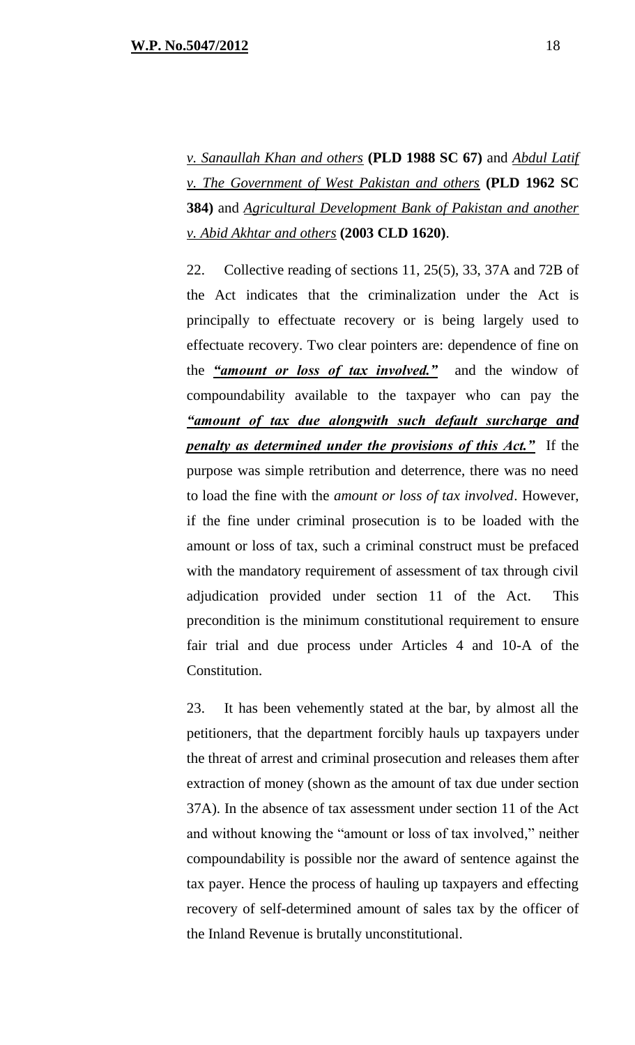*v. Sanaullah Khan and others* **(PLD 1988 SC 67)** and *Abdul Latif v. The Government of West Pakistan and others* **(PLD 1962 SC 384)** and *Agricultural Development Bank of Pakistan and another v. Abid Akhtar and others* **(2003 CLD 1620)**.

22. Collective reading of sections 11, 25(5), 33, 37A and 72B of the Act indicates that the criminalization under the Act is principally to effectuate recovery or is being largely used to effectuate recovery. Two clear pointers are: dependence of fine on the ***"amount or loss of tax involved."*** and the window of compoundability available to the taxpayer who can pay the ***"amount of tax due alongwith such default surcharge and penalty as determined under the provisions of this Act."*** If the purpose was simple retribution and deterrence, there was no need to load the fine with the *amount or loss of tax involved*. However, if the fine under criminal prosecution is to be loaded with the amount or loss of tax, such a criminal construct must be prefaced with the mandatory requirement of assessment of tax through civil adjudication provided under section 11 of the Act. This precondition is the minimum constitutional requirement to ensure fair trial and due process under Articles 4 and 10-A of the Constitution.

23. It has been vehemently stated at the bar, by almost all the petitioners, that the department forcibly hauls up taxpayers under the threat of arrest and criminal prosecution and releases them after extraction of money (shown as the amount of tax due under section 37A). In the absence of tax assessment under section 11 of the Act and without knowing the "amount or loss of tax involved," neither compoundability is possible nor the award of sentence against the tax payer. Hence the process of hauling up taxpayers and effecting recovery of self-determined amount of sales tax by the officer of the Inland Revenue is brutally unconstitutional.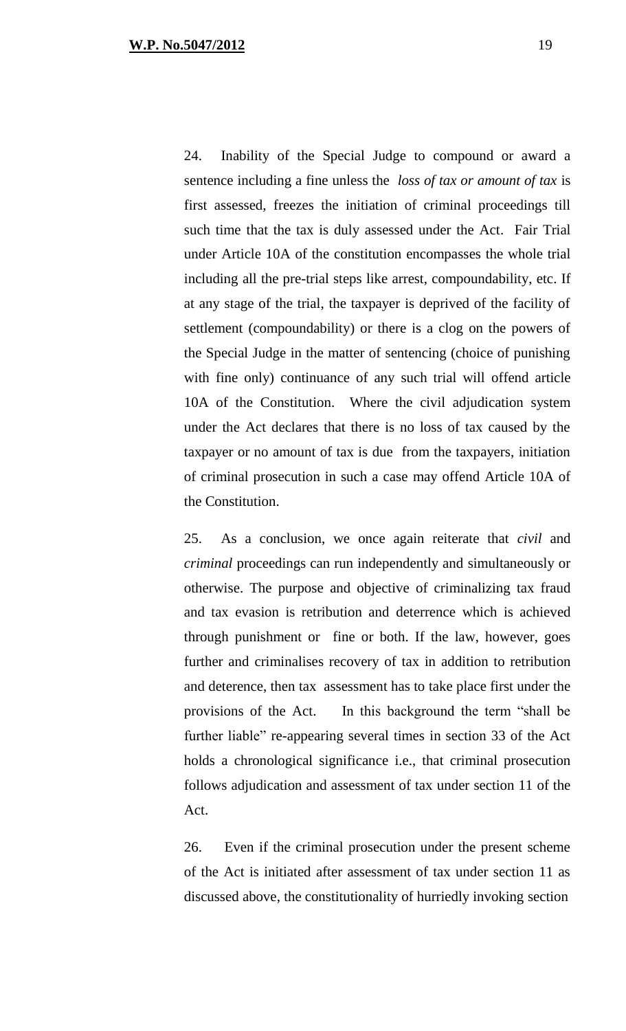24. Inability of the Special Judge to compound or award a sentence including a fine unless the *loss of tax or amount of tax* is first assessed, freezes the initiation of criminal proceedings till such time that the tax is duly assessed under the Act. Fair Trial under Article 10A of the constitution encompasses the whole trial including all the pre-trial steps like arrest, compoundability, etc. If at any stage of the trial, the taxpayer is deprived of the facility of settlement (compoundability) or there is a clog on the powers of the Special Judge in the matter of sentencing (choice of punishing with fine only) continuance of any such trial will offend article 10A of the Constitution. Where the civil adjudication system under the Act declares that there is no loss of tax caused by the taxpayer or no amount of tax is due from the taxpayers, initiation of criminal prosecution in such a case may offend Article 10A of the Constitution.

25. As a conclusion, we once again reiterate that *civil* and *criminal* proceedings can run independently and simultaneously or otherwise. The purpose and objective of criminalizing tax fraud and tax evasion is retribution and deterrence which is achieved through punishment or fine or both. If the law, however, goes further and criminalises recovery of tax in addition to retribution and deterence, then tax assessment has to take place first under the provisions of the Act. In this background the term "shall be further liable" re-appearing several times in section 33 of the Act holds a chronological significance i.e., that criminal prosecution follows adjudication and assessment of tax under section 11 of the Act.

26. Even if the criminal prosecution under the present scheme of the Act is initiated after assessment of tax under section 11 as discussed above, the constitutionality of hurriedly invoking section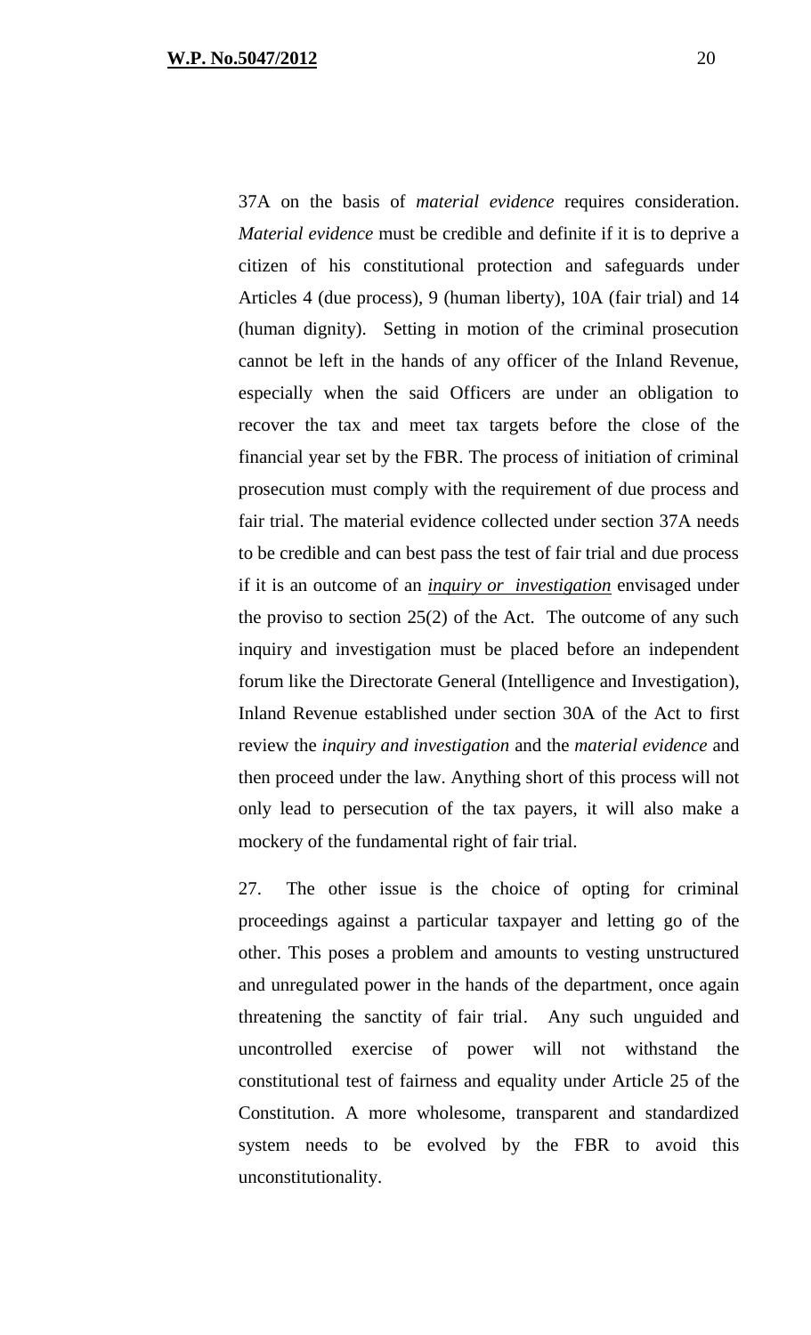37A on the basis of *material evidence* requires consideration. *Material evidence* must be credible and definite if it is to deprive a citizen of his constitutional protection and safeguards under Articles 4 (due process), 9 (human liberty), 10A (fair trial) and 14 (human dignity). Setting in motion of the criminal prosecution cannot be left in the hands of any officer of the Inland Revenue, especially when the said Officers are under an obligation to recover the tax and meet tax targets before the close of the financial year set by the FBR. The process of initiation of criminal prosecution must comply with the requirement of due process and fair trial. The material evidence collected under section 37A needs to be credible and can best pass the test of fair trial and due process if it is an outcome of an ***inquiry or investigation*** envisaged under the proviso to section 25(2) of the Act. The outcome of any such inquiry and investigation must be placed before an independent forum like the Directorate General (Intelligence and Investigation), Inland Revenue established under section 30A of the Act to first review the *inquiry and investigation* and the *material evidence* and then proceed under the law. Anything short of this process will not only lead to persecution of the tax payers, it will also make a mockery of the fundamental right of fair trial.

27. The other issue is the choice of opting for criminal proceedings against a particular taxpayer and letting go of the other. This poses a problem and amounts to vesting unstructured and unregulated power in the hands of the department, once again threatening the sanctity of fair trial. Any such unguided and uncontrolled exercise of power will not withstand the constitutional test of fairness and equality under Article 25 of the Constitution. A more wholesome, transparent and standardized system needs to be evolved by the FBR to avoid this unconstitutionality.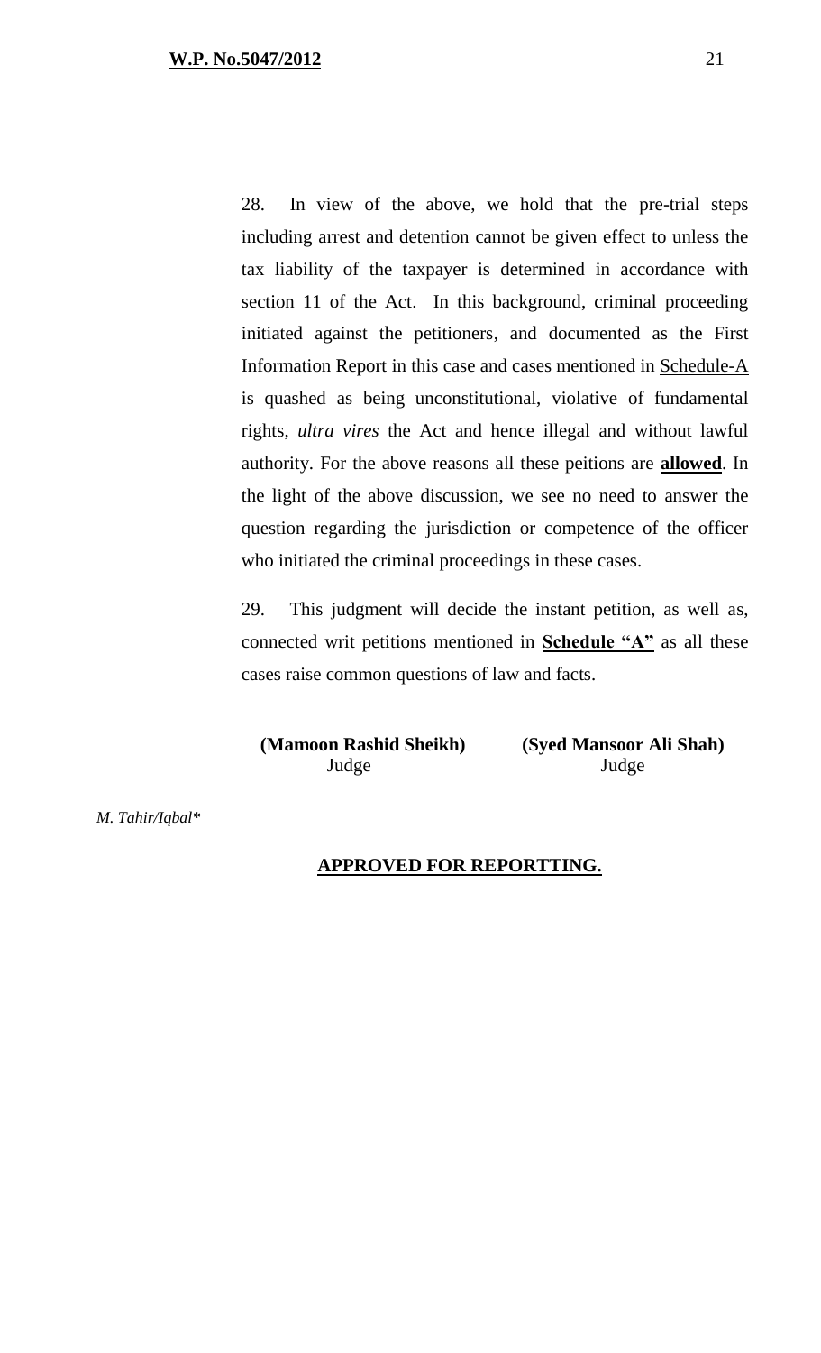28. In view of the above, we hold that the pre-trial steps including arrest and detention cannot be given effect to unless the tax liability of the taxpayer is determined in accordance with section 11 of the Act. In this background, criminal proceeding initiated against the petitioners, and documented as the First Information Report in this case and cases mentioned in Schedule-A is quashed as being unconstitutional, violative of fundamental rights, *ultra vires* the Act and hence illegal and without lawful authority. For the above reasons all these peitions are **allowed**. In the light of the above discussion, we see no need to answer the question regarding the jurisdiction or competence of the officer who initiated the criminal proceedings in these cases.

29. This judgment will decide the instant petition, as well as, connected writ petitions mentioned in **Schedule "A"** as all these cases raise common questions of law and facts.

**(Mamoon Rashid Sheikh)**
Judge

**(Syed Mansoor Ali Shah)**
Judge

*M. Tahir/Iqbal\**

**APPROVED FOR REPORTTING.**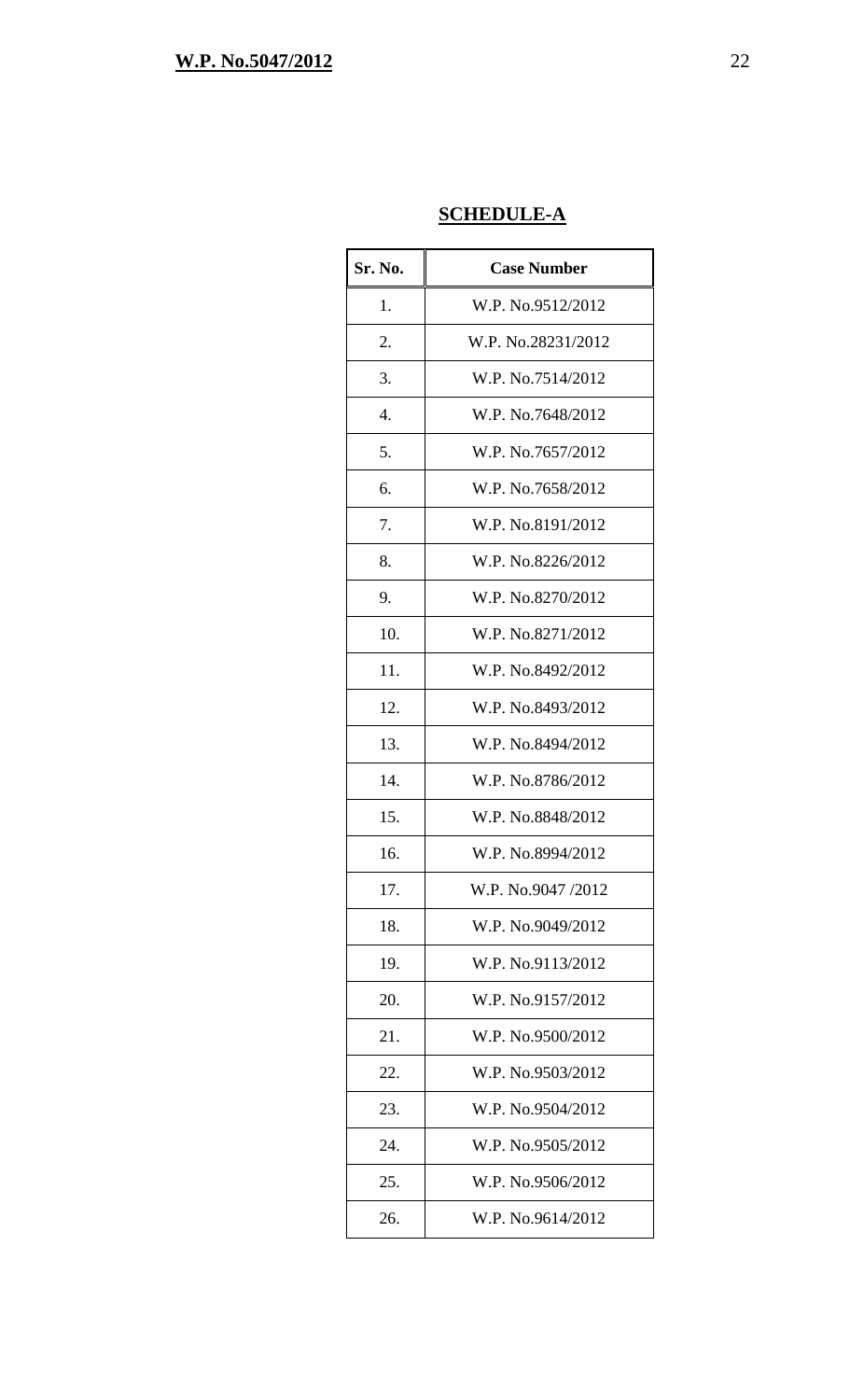## SCHEDULE-A

| Sr. No. | Case Number |
|---|---|
| 1. | W.P. No.9512/2012 |
| 2. | W.P. No.28231/2012 |
| 3. | W.P. No.7514/2012 |
| 4. | W.P. No.7648/2012 |
| 5. | W.P. No.7657/2012 |
| 6. | W.P. No.7658/2012 |
| 7. | W.P. No.8191/2012 |
| 8. | W.P. No.8226/2012 |
| 9. | W.P. No.8270/2012 |
| 10. | W.P. No.8271/2012 |
| 11. | W.P. No.8492/2012 |
| 12. | W.P. No.8493/2012 |
| 13. | W.P. No.8494/2012 |
| 14. | W.P. No.8786/2012 |
| 15. | W.P. No.8848/2012 |
| 16. | W.P. No.8994/2012 |
| 17. | W.P. No.9047 /2012 |
| 18. | W.P. No.9049/2012 |
| 19. | W.P. No.9113/2012 |
| 20. | W.P. No.9157/2012 |
| 21. | W.P. No.9500/2012 |
| 22. | W.P. No.9503/2012 |
| 23. | W.P. No.9504/2012 |
| 24. | W.P. No.9505/2012 |
| 25. | W.P. No.9506/2012 |
| 26. | W.P. No.9614/2012 |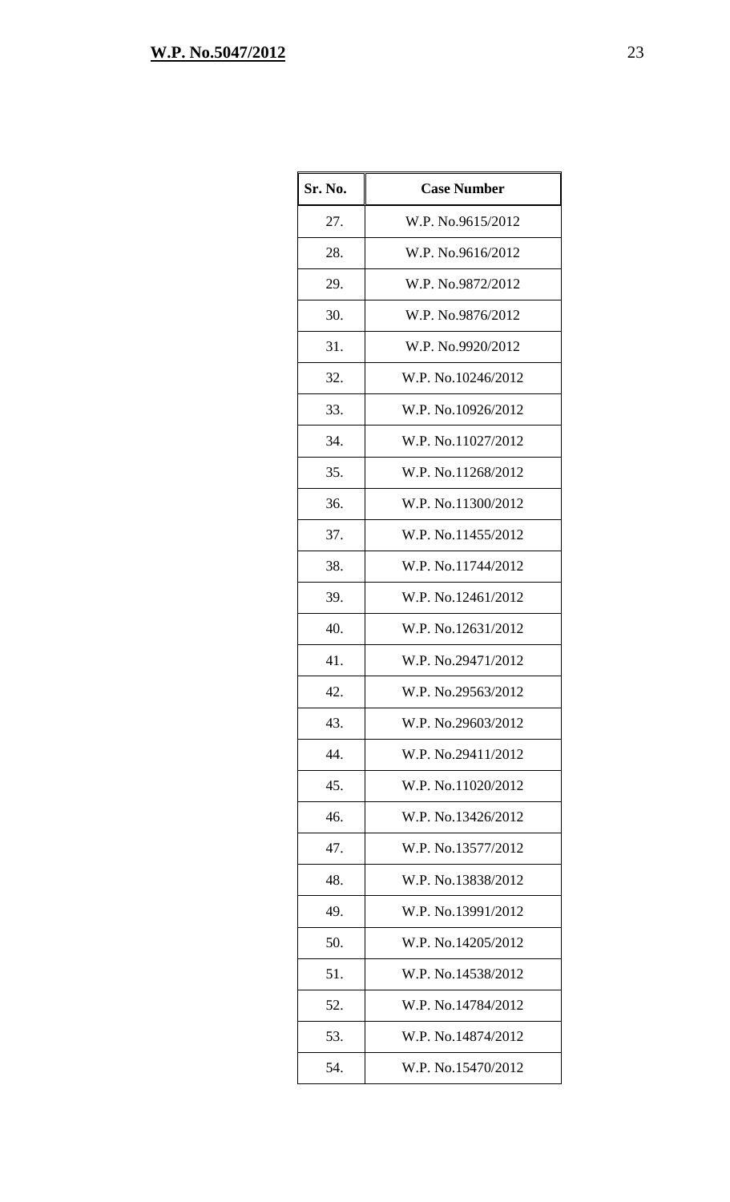| Sr. No. | Case Number |
|---|---|
| 27. | W.P. No.9615/2012 |
| 28. | W.P. No.9616/2012 |
| 29. | W.P. No.9872/2012 |
| 30. | W.P. No.9876/2012 |
| 31. | W.P. No.9920/2012 |
| 32. | W.P. No.10246/2012 |
| 33. | W.P. No.10926/2012 |
| 34. | W.P. No.11027/2012 |
| 35. | W.P. No.11268/2012 |
| 36. | W.P. No.11300/2012 |
| 37. | W.P. No.11455/2012 |
| 38. | W.P. No.11744/2012 |
| 39. | W.P. No.12461/2012 |
| 40. | W.P. No.12631/2012 |
| 41. | W.P. No.29471/2012 |
| 42. | W.P. No.29563/2012 |
| 43. | W.P. No.29603/2012 |
| 44. | W.P. No.29411/2012 |
| 45. | W.P. No.11020/2012 |
| 46. | W.P. No.13426/2012 |
| 47. | W.P. No.13577/2012 |
| 48. | W.P. No.13838/2012 |
| 49. | W.P. No.13991/2012 |
| 50. | W.P. No.14205/2012 |
| 51. | W.P. No.14538/2012 |
| 52. | W.P. No.14784/2012 |
| 53. | W.P. No.14874/2012 |
| 54. | W.P. No.15470/2012 |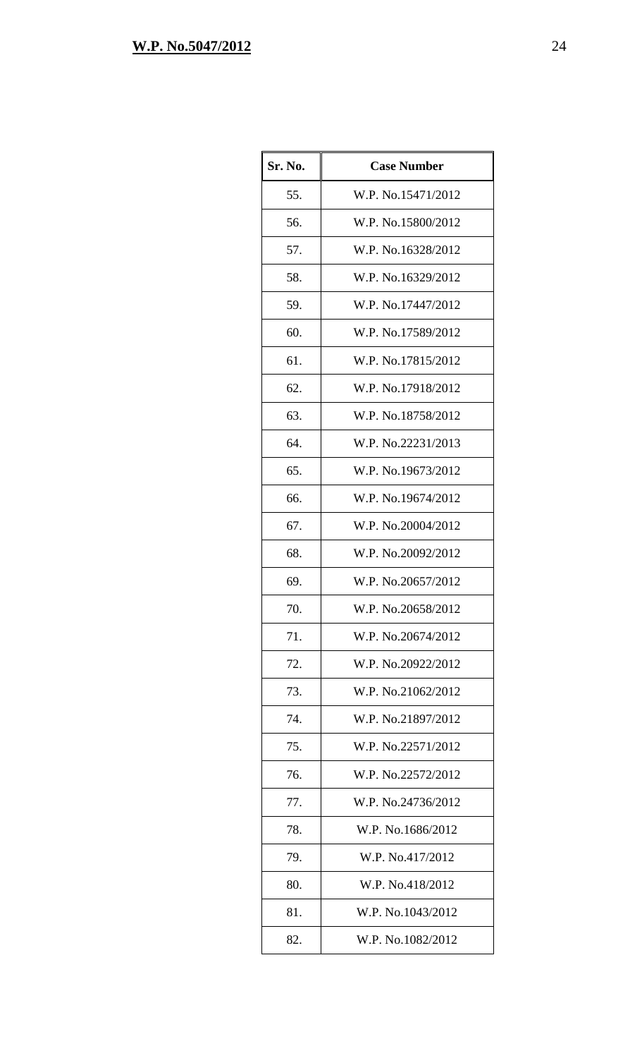| Sr. No. | Case Number |
|---|---|
| 55. | W.P. No.15471/2012 |
| 56. | W.P. No.15800/2012 |
| 57. | W.P. No.16328/2012 |
| 58. | W.P. No.16329/2012 |
| 59. | W.P. No.17447/2012 |
| 60. | W.P. No.17589/2012 |
| 61. | W.P. No.17815/2012 |
| 62. | W.P. No.17918/2012 |
| 63. | W.P. No.18758/2012 |
| 64. | W.P. No.22231/2013 |
| 65. | W.P. No.19673/2012 |
| 66. | W.P. No.19674/2012 |
| 67. | W.P. No.20004/2012 |
| 68. | W.P. No.20092/2012 |
| 69. | W.P. No.20657/2012 |
| 70. | W.P. No.20658/2012 |
| 71. | W.P. No.20674/2012 |
| 72. | W.P. No.20922/2012 |
| 73. | W.P. No.21062/2012 |
| 74. | W.P. No.21897/2012 |
| 75. | W.P. No.22571/2012 |
| 76. | W.P. No.22572/2012 |
| 77. | W.P. No.24736/2012 |
| 78. | W.P. No.1686/2012 |
| 79. | W.P. No.417/2012 |
| 80. | W.P. No.418/2012 |
| 81. | W.P. No.1043/2012 |
| 82. | W.P. No.1082/2012 |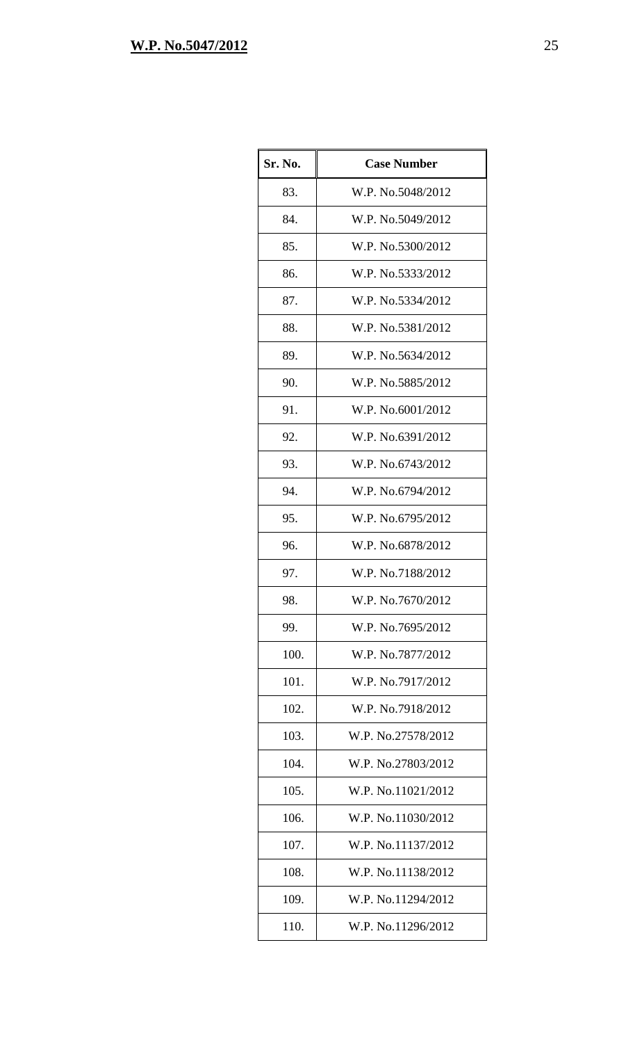| Sr. No. | Case Number |
|---|---|
| 83. | W.P. No.5048/2012 |
| 84. | W.P. No.5049/2012 |
| 85. | W.P. No.5300/2012 |
| 86. | W.P. No.5333/2012 |
| 87. | W.P. No.5334/2012 |
| 88. | W.P. No.5381/2012 |
| 89. | W.P. No.5634/2012 |
| 90. | W.P. No.5885/2012 |
| 91. | W.P. No.6001/2012 |
| 92. | W.P. No.6391/2012 |
| 93. | W.P. No.6743/2012 |
| 94. | W.P. No.6794/2012 |
| 95. | W.P. No.6795/2012 |
| 96. | W.P. No.6878/2012 |
| 97. | W.P. No.7188/2012 |
| 98. | W.P. No.7670/2012 |
| 99. | W.P. No.7695/2012 |
| 100. | W.P. No.7877/2012 |
| 101. | W.P. No.7917/2012 |
| 102. | W.P. No.7918/2012 |
| 103. | W.P. No.27578/2012 |
| 104. | W.P. No.27803/2012 |
| 105. | W.P. No.11021/2012 |
| 106. | W.P. No.11030/2012 |
| 107. | W.P. No.11137/2012 |
| 108. | W.P. No.11138/2012 |
| 109. | W.P. No.11294/2012 |
| 110. | W.P. No.11296/2012 |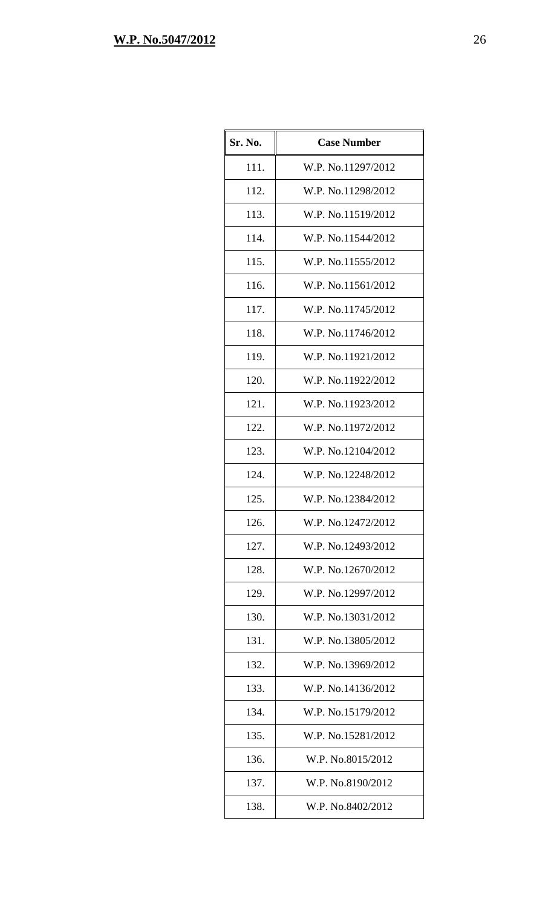| Sr. No. | Case Number |
|---|---|
| 111. | W.P. No.11297/2012 |
| 112. | W.P. No.11298/2012 |
| 113. | W.P. No.11519/2012 |
| 114. | W.P. No.11544/2012 |
| 115. | W.P. No.11555/2012 |
| 116. | W.P. No.11561/2012 |
| 117. | W.P. No.11745/2012 |
| 118. | W.P. No.11746/2012 |
| 119. | W.P. No.11921/2012 |
| 120. | W.P. No.11922/2012 |
| 121. | W.P. No.11923/2012 |
| 122. | W.P. No.11972/2012 |
| 123. | W.P. No.12104/2012 |
| 124. | W.P. No.12248/2012 |
| 125. | W.P. No.12384/2012 |
| 126. | W.P. No.12472/2012 |
| 127. | W.P. No.12493/2012 |
| 128. | W.P. No.12670/2012 |
| 129. | W.P. No.12997/2012 |
| 130. | W.P. No.13031/2012 |
| 131. | W.P. No.13805/2012 |
| 132. | W.P. No.13969/2012 |
| 133. | W.P. No.14136/2012 |
| 134. | W.P. No.15179/2012 |
| 135. | W.P. No.15281/2012 |
| 136. | W.P. No.8015/2012 |
| 137. | W.P. No.8190/2012 |
| 138. | W.P. No.8402/2012 |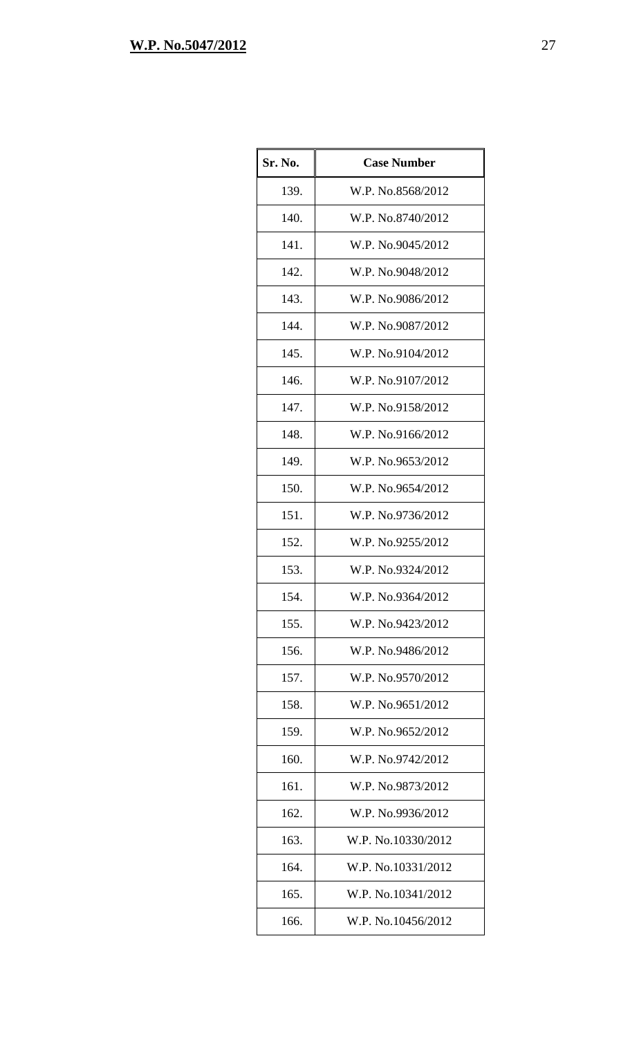| Sr. No. | Case Number |
|---|---|
| 139. | W.P. No.8568/2012 |
| 140. | W.P. No.8740/2012 |
| 141. | W.P. No.9045/2012 |
| 142. | W.P. No.9048/2012 |
| 143. | W.P. No.9086/2012 |
| 144. | W.P. No.9087/2012 |
| 145. | W.P. No.9104/2012 |
| 146. | W.P. No.9107/2012 |
| 147. | W.P. No.9158/2012 |
| 148. | W.P. No.9166/2012 |
| 149. | W.P. No.9653/2012 |
| 150. | W.P. No.9654/2012 |
| 151. | W.P. No.9736/2012 |
| 152. | W.P. No.9255/2012 |
| 153. | W.P. No.9324/2012 |
| 154. | W.P. No.9364/2012 |
| 155. | W.P. No.9423/2012 |
| 156. | W.P. No.9486/2012 |
| 157. | W.P. No.9570/2012 |
| 158. | W.P. No.9651/2012 |
| 159. | W.P. No.9652/2012 |
| 160. | W.P. No.9742/2012 |
| 161. | W.P. No.9873/2012 |
| 162. | W.P. No.9936/2012 |
| 163. | W.P. No.10330/2012 |
| 164. | W.P. No.10331/2012 |
| 165. | W.P. No.10341/2012 |
| 166. | W.P. No.10456/2012 |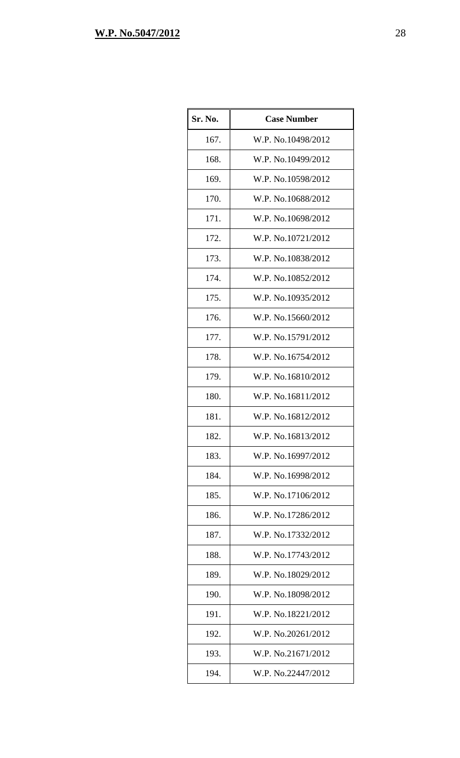| Sr. No. | Case Number |
|---|---|
| 167. | W.P. No.10498/2012 |
| 168. | W.P. No.10499/2012 |
| 169. | W.P. No.10598/2012 |
| 170. | W.P. No.10688/2012 |
| 171. | W.P. No.10698/2012 |
| 172. | W.P. No.10721/2012 |
| 173. | W.P. No.10838/2012 |
| 174. | W.P. No.10852/2012 |
| 175. | W.P. No.10935/2012 |
| 176. | W.P. No.15660/2012 |
| 177. | W.P. No.15791/2012 |
| 178. | W.P. No.16754/2012 |
| 179. | W.P. No.16810/2012 |
| 180. | W.P. No.16811/2012 |
| 181. | W.P. No.16812/2012 |
| 182. | W.P. No.16813/2012 |
| 183. | W.P. No.16997/2012 |
| 184. | W.P. No.16998/2012 |
| 185. | W.P. No.17106/2012 |
| 186. | W.P. No.17286/2012 |
| 187. | W.P. No.17332/2012 |
| 188. | W.P. No.17743/2012 |
| 189. | W.P. No.18029/2012 |
| 190. | W.P. No.18098/2012 |
| 191. | W.P. No.18221/2012 |
| 192. | W.P. No.20261/2012 |
| 193. | W.P. No.21671/2012 |
| 194. | W.P. No.22447/2012 |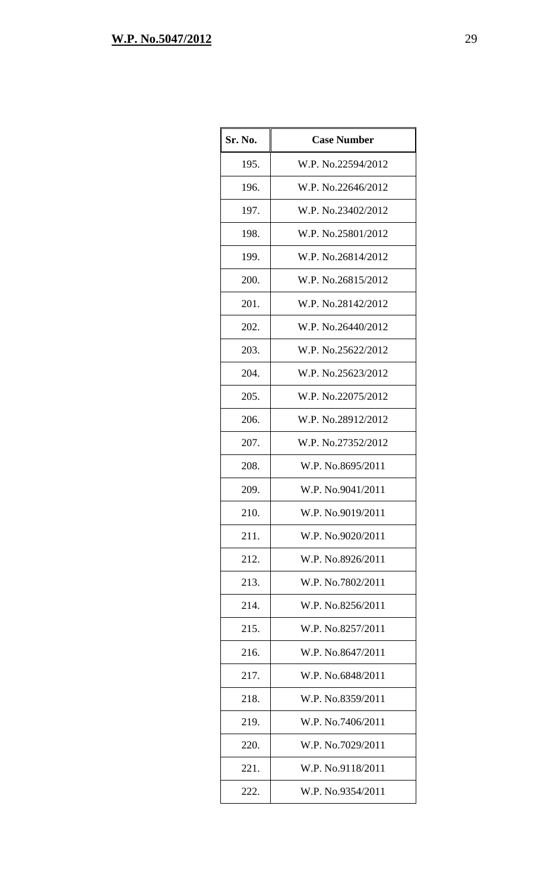| Sr. No. | Case Number |
|---|---|
| 195. | W.P. No.22594/2012 |
| 196. | W.P. No.22646/2012 |
| 197. | W.P. No.23402/2012 |
| 198. | W.P. No.25801/2012 |
| 199. | W.P. No.26814/2012 |
| 200. | W.P. No.26815/2012 |
| 201. | W.P. No.28142/2012 |
| 202. | W.P. No.26440/2012 |
| 203. | W.P. No.25622/2012 |
| 204. | W.P. No.25623/2012 |
| 205. | W.P. No.22075/2012 |
| 206. | W.P. No.28912/2012 |
| 207. | W.P. No.27352/2012 |
| 208. | W.P. No.8695/2011 |
| 209. | W.P. No.9041/2011 |
| 210. | W.P. No.9019/2011 |
| 211. | W.P. No.9020/2011 |
| 212. | W.P. No.8926/2011 |
| 213. | W.P. No.7802/2011 |
| 214. | W.P. No.8256/2011 |
| 215. | W.P. No.8257/2011 |
| 216. | W.P. No.8647/2011 |
| 217. | W.P. No.6848/2011 |
| 218. | W.P. No.8359/2011 |
| 219. | W.P. No.7406/2011 |
| 220. | W.P. No.7029/2011 |
| 221. | W.P. No.9118/2011 |
| 222. | W.P. No.9354/2011 |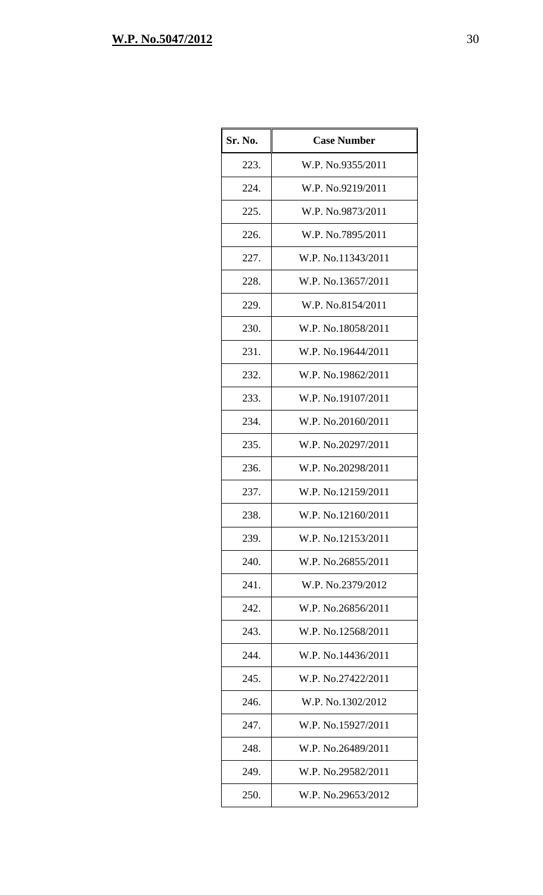| Sr. No. | Case Number |
|---|---|
| 223. | W.P. No.9355/2011 |
| 224. | W.P. No.9219/2011 |
| 225. | W.P. No.9873/2011 |
| 226. | W.P. No.7895/2011 |
| 227. | W.P. No.11343/2011 |
| 228. | W.P. No.13657/2011 |
| 229. | W.P. No.8154/2011 |
| 230. | W.P. No.18058/2011 |
| 231. | W.P. No.19644/2011 |
| 232. | W.P. No.19862/2011 |
| 233. | W.P. No.19107/2011 |
| 234. | W.P. No.20160/2011 |
| 235. | W.P. No.20297/2011 |
| 236. | W.P. No.20298/2011 |
| 237. | W.P. No.12159/2011 |
| 238. | W.P. No.12160/2011 |
| 239. | W.P. No.12153/2011 |
| 240. | W.P. No.26855/2011 |
| 241. | W.P. No.2379/2012 |
| 242. | W.P. No.26856/2011 |
| 243. | W.P. No.12568/2011 |
| 244. | W.P. No.14436/2011 |
| 245. | W.P. No.27422/2011 |
| 246. | W.P. No.1302/2012 |
| 247. | W.P. No.15927/2011 |
| 248. | W.P. No.26489/2011 |
| 249. | W.P. No.29582/2011 |
| 250. | W.P. No.29653/2012 |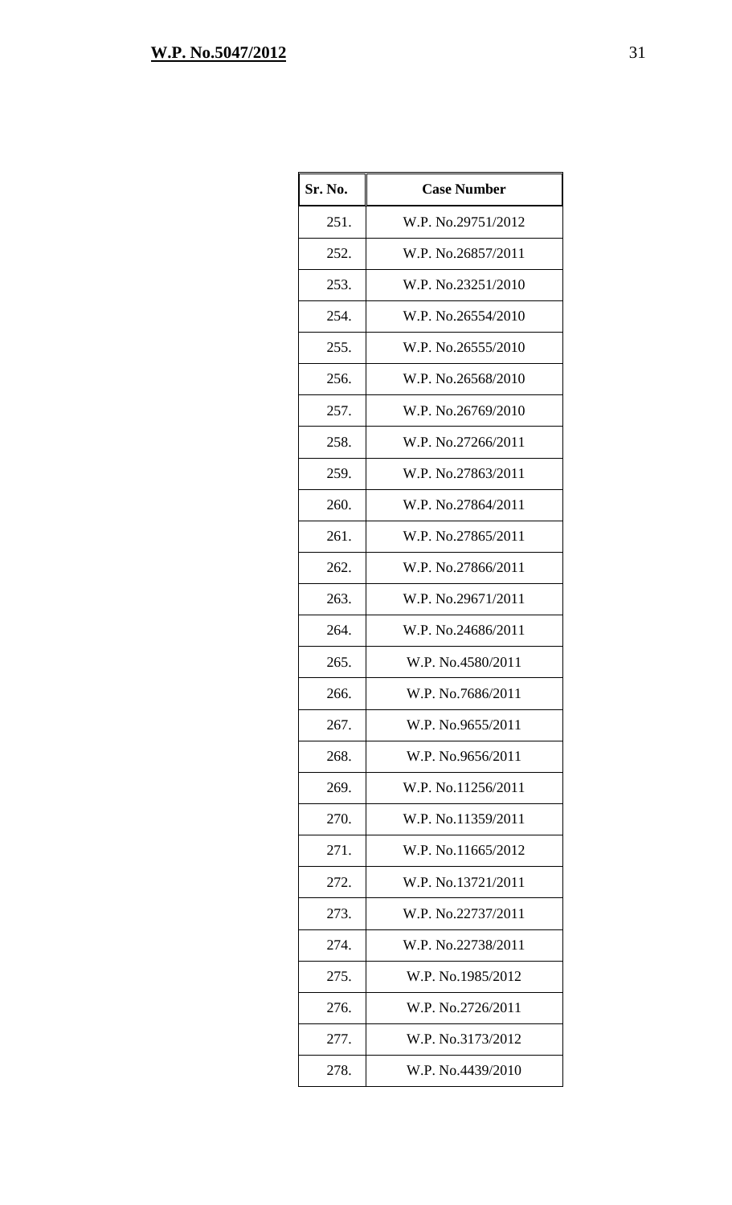| Sr. No. | Case Number |
| --- | --- |
| 251. | W.P. No.29751/2012 |
| 252. | W.P. No.26857/2011 |
| 253. | W.P. No.23251/2010 |
| 254. | W.P. No.26554/2010 |
| 255. | W.P. No.26555/2010 |
| 256. | W.P. No.26568/2010 |
| 257. | W.P. No.26769/2010 |
| 258. | W.P. No.27266/2011 |
| 259. | W.P. No.27863/2011 |
| 260. | W.P. No.27864/2011 |
| 261. | W.P. No.27865/2011 |
| 262. | W.P. No.27866/2011 |
| 263. | W.P. No.29671/2011 |
| 264. | W.P. No.24686/2011 |
| 265. | W.P. No.4580/2011 |
| 266. | W.P. No.7686/2011 |
| 267. | W.P. No.9655/2011 |
| 268. | W.P. No.9656/2011 |
| 269. | W.P. No.11256/2011 |
| 270. | W.P. No.11359/2011 |
| 271. | W.P. No.11665/2012 |
| 272. | W.P. No.13721/2011 |
| 273. | W.P. No.22737/2011 |
| 274. | W.P. No.22738/2011 |
| 275. | W.P. No.1985/2012 |
| 276. | W.P. No.2726/2011 |
| 277. | W.P. No.3173/2012 |
| 278. | W.P. No.4439/2010 |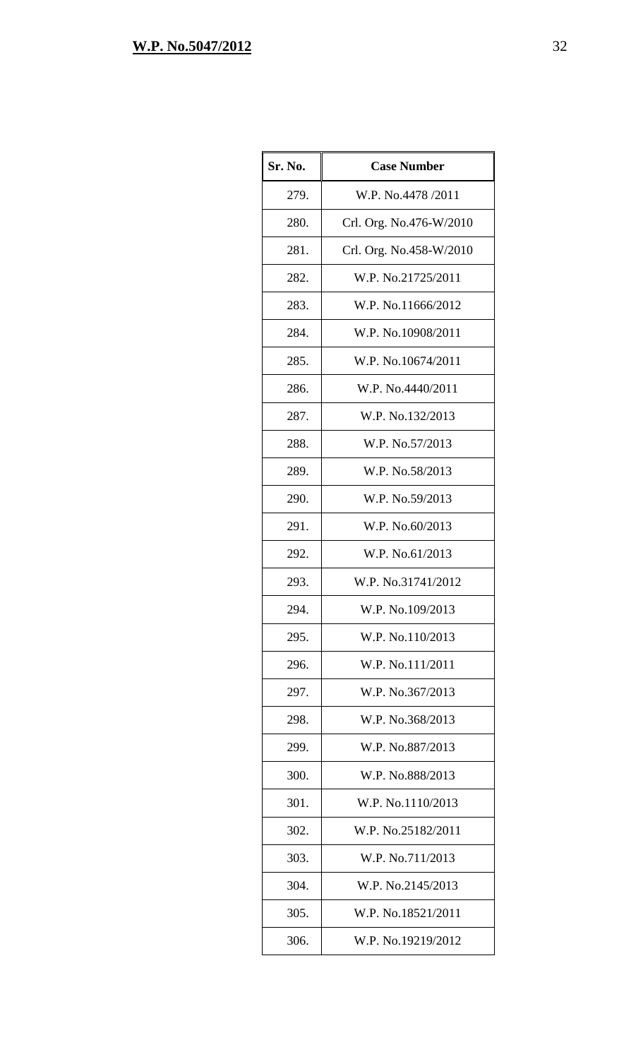| Sr. No. | Case Number |
|---|---|
| 279. | W.P. No.4478 /2011 |
| 280. | Crl. Org. No.476-W/2010 |
| 281. | Crl. Org. No.458-W/2010 |
| 282. | W.P. No.21725/2011 |
| 283. | W.P. No.11666/2012 |
| 284. | W.P. No.10908/2011 |
| 285. | W.P. No.10674/2011 |
| 286. | W.P. No.4440/2011 |
| 287. | W.P. No.132/2013 |
| 288. | W.P. No.57/2013 |
| 289. | W.P. No.58/2013 |
| 290. | W.P. No.59/2013 |
| 291. | W.P. No.60/2013 |
| 292. | W.P. No.61/2013 |
| 293. | W.P. No.31741/2012 |
| 294. | W.P. No.109/2013 |
| 295. | W.P. No.110/2013 |
| 296. | W.P. No.111/2011 |
| 297. | W.P. No.367/2013 |
| 298. | W.P. No.368/2013 |
| 299. | W.P. No.887/2013 |
| 300. | W.P. No.888/2013 |
| 301. | W.P. No.1110/2013 |
| 302. | W.P. No.25182/2011 |
| 303. | W.P. No.711/2013 |
| 304. | W.P. No.2145/2013 |
| 305. | W.P. No.18521/2011 |
| 306. | W.P. No.19219/2012 |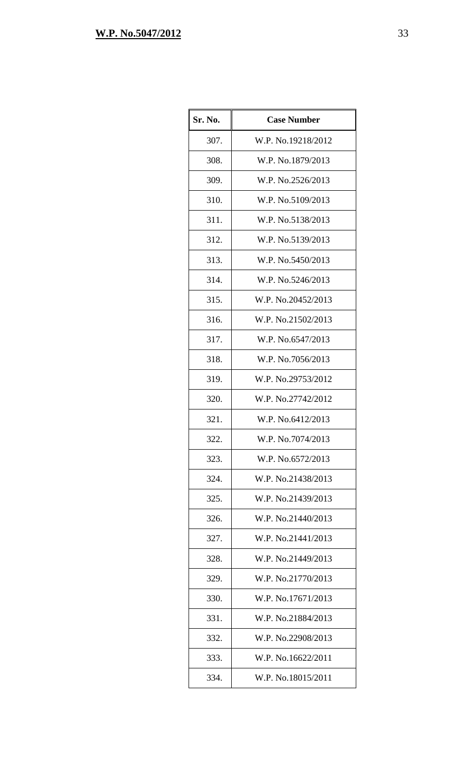| Sr. No. | Case Number |
|---|---|
| 307. | W.P. No.19218/2012 |
| 308. | W.P. No.1879/2013 |
| 309. | W.P. No.2526/2013 |
| 310. | W.P. No.5109/2013 |
| 311. | W.P. No.5138/2013 |
| 312. | W.P. No.5139/2013 |
| 313. | W.P. No.5450/2013 |
| 314. | W.P. No.5246/2013 |
| 315. | W.P. No.20452/2013 |
| 316. | W.P. No.21502/2013 |
| 317. | W.P. No.6547/2013 |
| 318. | W.P. No.7056/2013 |
| 319. | W.P. No.29753/2012 |
| 320. | W.P. No.27742/2012 |
| 321. | W.P. No.6412/2013 |
| 322. | W.P. No.7074/2013 |
| 323. | W.P. No.6572/2013 |
| 324. | W.P. No.21438/2013 |
| 325. | W.P. No.21439/2013 |
| 326. | W.P. No.21440/2013 |
| 327. | W.P. No.21441/2013 |
| 328. | W.P. No.21449/2013 |
| 329. | W.P. No.21770/2013 |
| 330. | W.P. No.17671/2013 |
| 331. | W.P. No.21884/2013 |
| 332. | W.P. No.22908/2013 |
| 333. | W.P. No.16622/2011 |
| 334. | W.P. No.18015/2011 |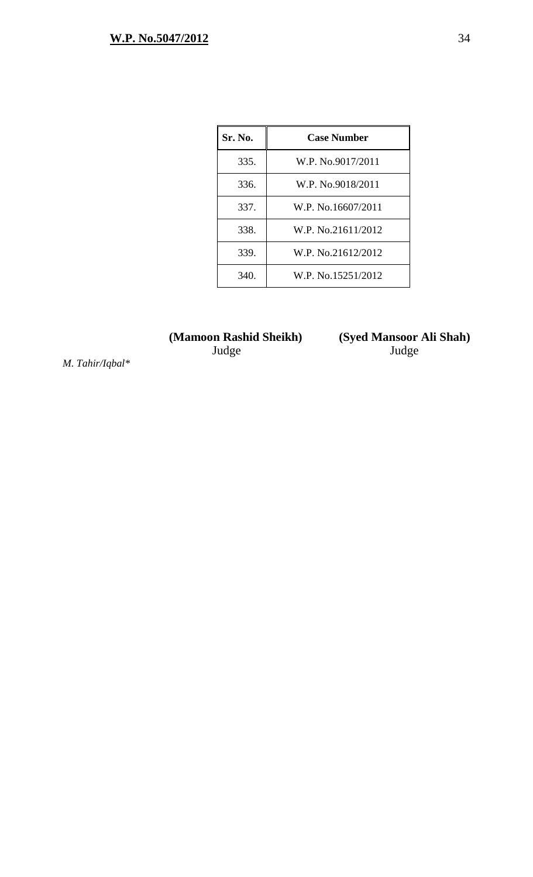| Sr. No. | Case Number |
| --- | --- |
| 335. | W.P. No.9017/2011 |
| 336. | W.P. No.9018/2011 |
| 337. | W.P. No.16607/2011 |
| 338. | W.P. No.21611/2012 |
| 339. | W.P. No.21612/2012 |
| 340. | W.P. No.15251/2012 |

**(Mamoon Rashid Sheikh)**
Judge

**(Syed Mansoor Ali Shah)**
Judge

*M. Tahir/Iqbal**